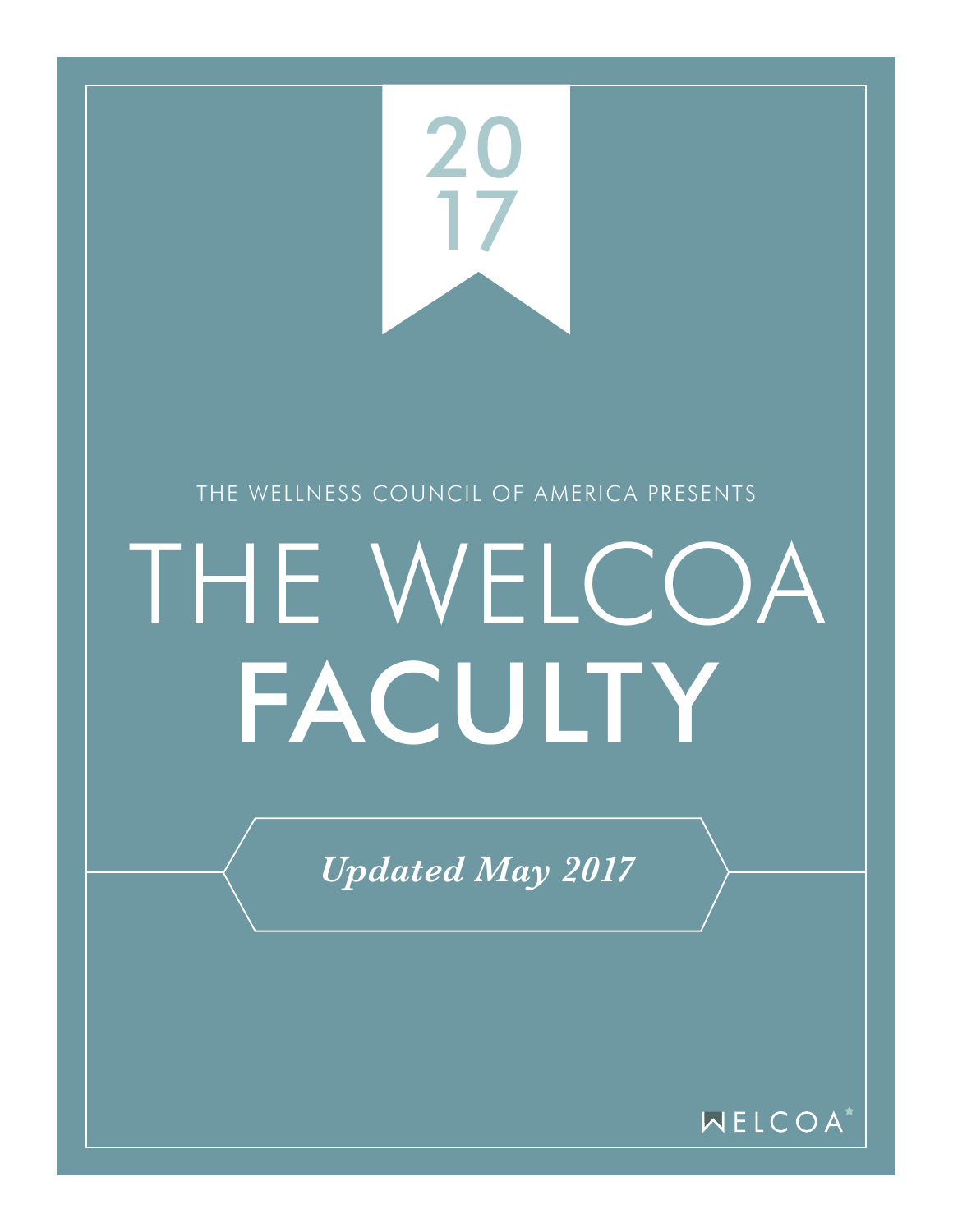2017

THE WELLNESS COUNCIL OF AMERICA PRESENTS

# THE WELCOA FACULTY

*Updated May 2017*

WELCOA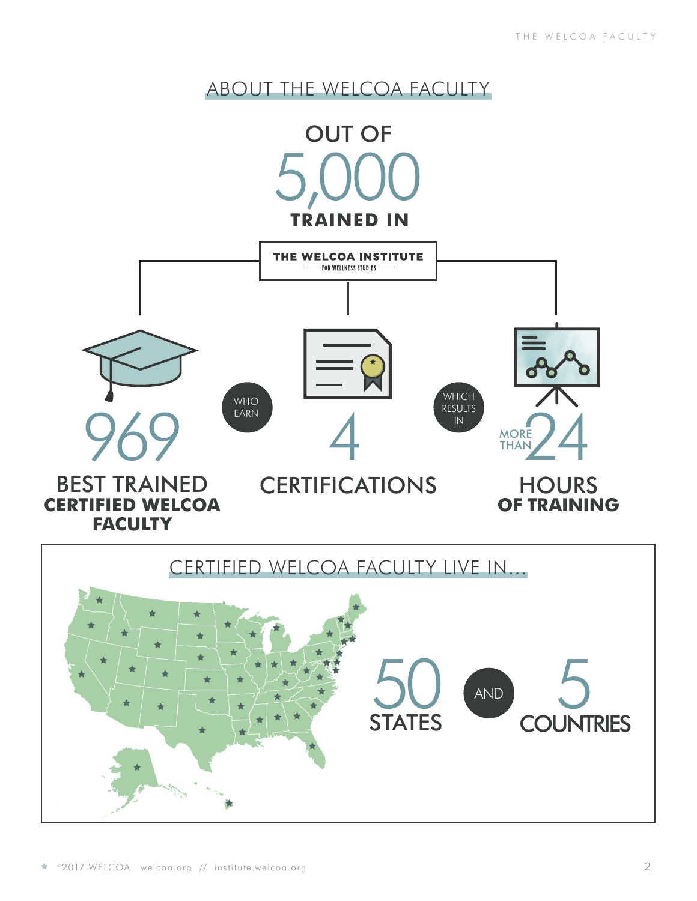## ABOUT THE WELCOA FACULTY

OUT OF

5,000

**TRAINED IN**

**THE WELCOA INSTITUTE**
FOR WELLNESS STUDIES

969

BEST TRAINED
**CERTIFIED WELCOA FACULTY**

WHO EARN

4

CERTIFICATIONS

WHICH RESULTS IN

MORE THAN 24

HOURS
**OF TRAINING**

## CERTIFIED WELCOA FACULTY LIVE IN...

50 STATES

AND

5 COUNTRIES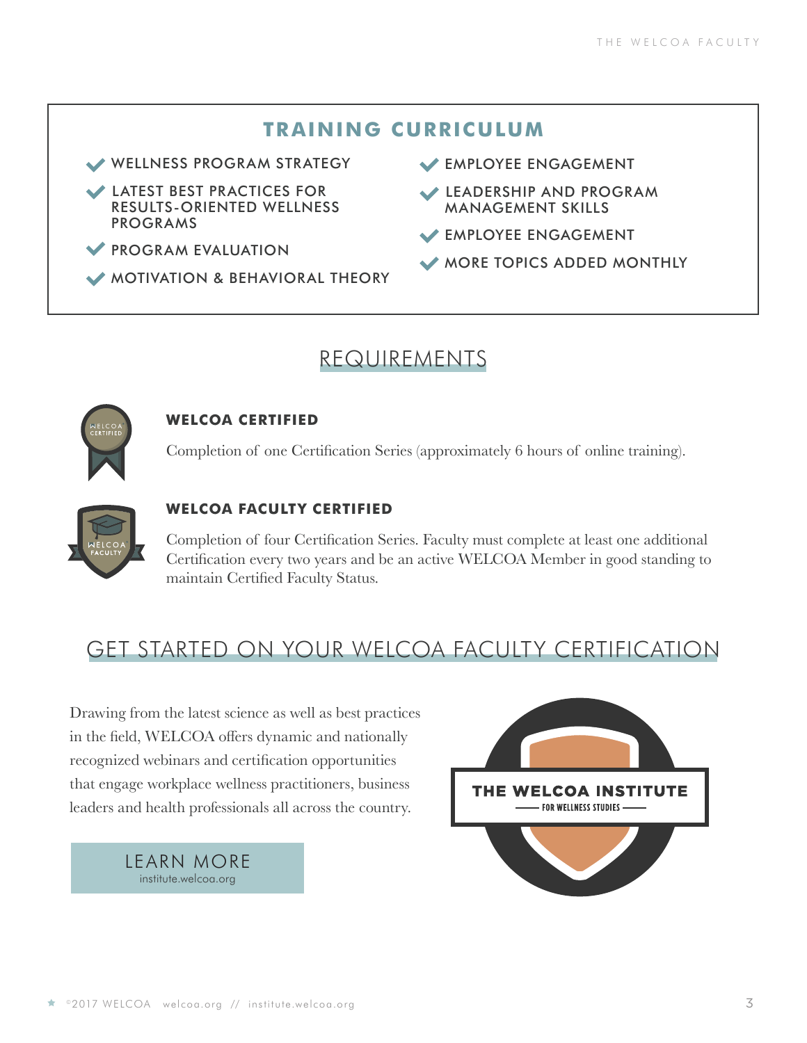## TRAINING CURRICULUM

- WELLNESS PROGRAM STRATEGY
- LATEST BEST PRACTICES FOR RESULTS-ORIENTED WELLNESS PROGRAMS
- PROGRAM EVALUATION
- MOTIVATION & BEHAVIORAL THEORY
- EMPLOYEE ENGAGEMENT
- LEADERSHIP AND PROGRAM MANAGEMENT SKILLS
- EMPLOYEE ENGAGEMENT
- MORE TOPICS ADDED MONTHLY

## REQUIREMENTS

### WELCOA CERTIFIED

Completion of one Certification Series (approximately 6 hours of online training).

### WELCOA FACULTY CERTIFIED

Completion of four Certification Series. Faculty must complete at least one additional Certification every two years and be an active WELCOA Member in good standing to maintain Certified Faculty Status.

## GET STARTED ON YOUR WELCOA FACULTY CERTIFICATION

Drawing from the latest science as well as best practices in the field, WELCOA offers dynamic and nationally recognized webinars and certification opportunities that engage workplace wellness practitioners, business leaders and health professionals all across the country.

LEARN MORE
institute.welcoa.org

THE WELCOA INSTITUTE
FOR WELLNESS STUDIES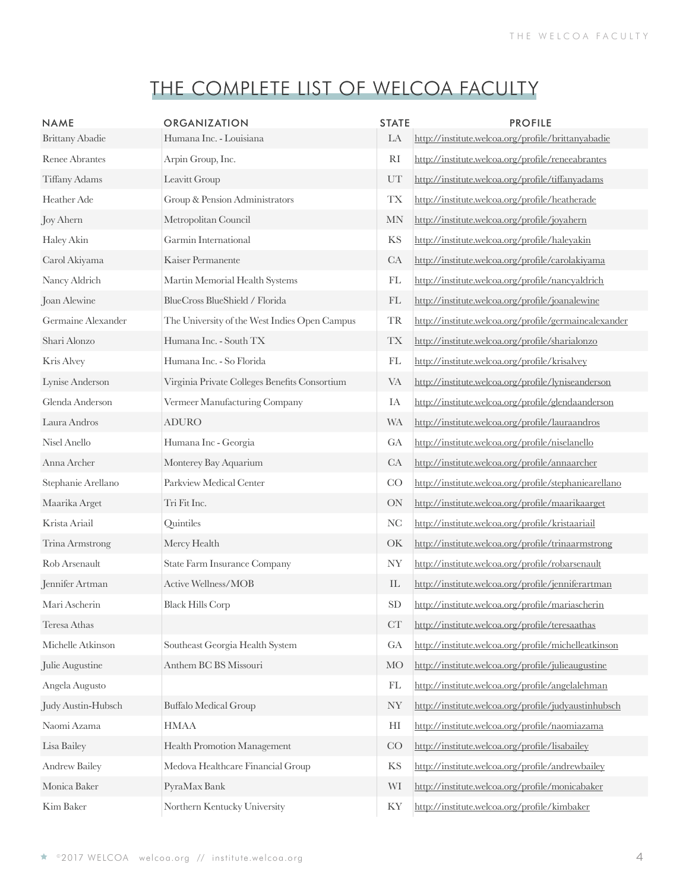# THE COMPLETE LIST OF WELCOA FACULTY

| NAME | ORGANIZATION | STATE | PROFILE |
|---|---|---|---|
| Brittany Abadie | Humana Inc. - Louisiana | LA | http://institute.welcoa.org/profile/brittanyabadie |
| Renee Abrantes | Arpin Group, Inc. | RI | http://institute.welcoa.org/profile/reneeabrantes |
| Tiffany Adams | Leavitt Group | UT | http://institute.welcoa.org/profile/tiffanyadams |
| Heather Ade | Group & Pension Administrators | TX | http://institute.welcoa.org/profile/heatherade |
| Joy Ahern | Metropolitan Council | MN | http://institute.welcoa.org/profile/joyahern |
| Haley Akin | Garmin International | KS | http://institute.welcoa.org/profile/haleyakin |
| Carol Akiyama | Kaiser Permanente | CA | http://institute.welcoa.org/profile/carolakiyama |
| Nancy Aldrich | Martin Memorial Health Systems | FL | http://institute.welcoa.org/profile/nancyaldrich |
| Joan Alewine | BlueCross BlueShield / Florida | FL | http://institute.welcoa.org/profile/joanalewine |
| Germaine Alexander | The University of the West Indies Open Campus | TR | http://institute.welcoa.org/profile/germainealexander |
| Shari Alonzo | Humana Inc. - South TX | TX | http://institute.welcoa.org/profile/sharialonzo |
| Kris Alvey | Humana Inc. - So Florida | FL | http://institute.welcoa.org/profile/krisalvey |
| Lynise Anderson | Virginia Private Colleges Benefits Consortium | VA | http://institute.welcoa.org/profile/lyniseanderson |
| Glenda Anderson | Vermeer Manufacturing Company | IA | http://institute.welcoa.org/profile/glendaanderson |
| Laura Andros | ADURO | WA | http://institute.welcoa.org/profile/lauraandros |
| Nisel Anello | Humana Inc - Georgia | GA | http://institute.welcoa.org/profile/niselanello |
| Anna Archer | Monterey Bay Aquarium | CA | http://institute.welcoa.org/profile/annaarcher |
| Stephanie Arellano | Parkview Medical Center | CO | http://institute.welcoa.org/profile/stephaniearellano |
| Maarika Arget | Tri Fit Inc. | ON | http://institute.welcoa.org/profile/maarikaarget |
| Krista Ariail | Quintiles | NC | http://institute.welcoa.org/profile/kristaariail |
| Trina Armstrong | Mercy Health | OK | http://institute.welcoa.org/profile/trinaarmstrong |
| Rob Arsenault | State Farm Insurance Company | NY | http://institute.welcoa.org/profile/robarsenault |
| Jennifer Artman | Active Wellness/MOB | IL | http://institute.welcoa.org/profile/jenniferartman |
| Mari Ascherin | Black Hills Corp | SD | http://institute.welcoa.org/profile/mariascherin |
| Teresa Athas | | CT | http://institute.welcoa.org/profile/teresaathas |
| Michelle Atkinson | Southeast Georgia Health System | GA | http://institute.welcoa.org/profile/michelleatkinson |
| Julie Augustine | Anthem BC BS Missouri | MO | http://institute.welcoa.org/profile/julieaugustine |
| Angela Augusto | | FL | http://institute.welcoa.org/profile/angelalehman |
| Judy Austin-Hubsch | Buffalo Medical Group | NY | http://institute.welcoa.org/profile/judyaustinhubsch |
| Naomi Azama | HMAA | HI | http://institute.welcoa.org/profile/naomiazama |
| Lisa Bailey | Health Promotion Management | CO | http://institute.welcoa.org/profile/lisabailey |
| Andrew Bailey | Medova Healthcare Financial Group | KS | http://institute.welcoa.org/profile/andrewbailey |
| Monica Baker | PyraMax Bank | WI | http://institute.welcoa.org/profile/monicabaker |
| Kim Baker | Northern Kentucky University | KY | http://institute.welcoa.org/profile/kimbaker |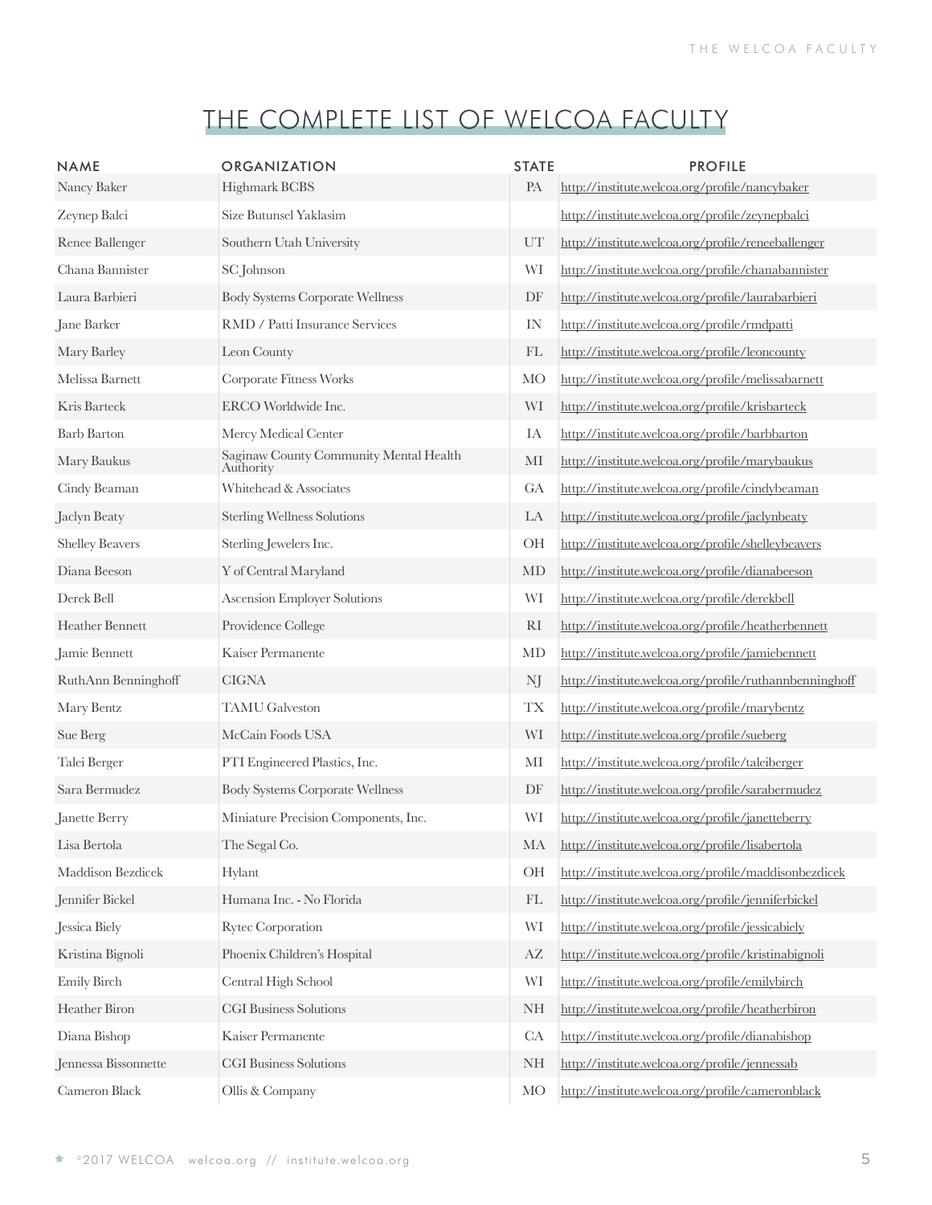# THE COMPLETE LIST OF WELCOA FACULTY

| NAME | ORGANIZATION | STATE | PROFILE |
|---|---|---|---|
| Nancy Baker | Highmark BCBS | PA | http://institute.welcoa.org/profile/nancybaker |
| Zeynep Balci | Size Butunsel Yaklasim | | http://institute.welcoa.org/profile/zeynepbalci |
| Renee Ballenger | Southern Utah University | UT | http://institute.welcoa.org/profile/reneeballenger |
| Chana Bannister | SC Johnson | WI | http://institute.welcoa.org/profile/chanabannister |
| Laura Barbieri | Body Systems Corporate Wellness | DF | http://institute.welcoa.org/profile/laurabarbieri |
| Jane Barker | RMD / Patti Insurance Services | IN | http://institute.welcoa.org/profile/rmdpatti |
| Mary Barley | Leon County | FL | http://institute.welcoa.org/profile/leoncounty |
| Melissa Barnett | Corporate Fitness Works | MO | http://institute.welcoa.org/profile/melissabarnett |
| Kris Barteck | ERCO Worldwide Inc. | WI | http://institute.welcoa.org/profile/krisbarteck |
| Barb Barton | Mercy Medical Center | IA | http://institute.welcoa.org/profile/barbbarton |
| Mary Baukus | Saginaw County Community Mental Health Authority | MI | http://institute.welcoa.org/profile/marybaukus |
| Cindy Beaman | Whitehead & Associates | GA | http://institute.welcoa.org/profile/cindybeaman |
| Jaclyn Beaty | Sterling Wellness Solutions | LA | http://institute.welcoa.org/profile/jaclynbeaty |
| Shelley Beavers | Sterling Jewelers Inc. | OH | http://institute.welcoa.org/profile/shelleybeavers |
| Diana Beeson | Y of Central Maryland | MD | http://institute.welcoa.org/profile/dianabeeson |
| Derek Bell | Ascension Employer Solutions | WI | http://institute.welcoa.org/profile/derekbell |
| Heather Bennett | Providence College | RI | http://institute.welcoa.org/profile/heatherbennett |
| Jamie Bennett | Kaiser Permanente | MD | http://institute.welcoa.org/profile/jamiebennett |
| RuthAnn Benninghoff | CIGNA | NJ | http://institute.welcoa.org/profile/ruthannbenninghoff |
| Mary Bentz | TAMU Galveston | TX | http://institute.welcoa.org/profile/marybentz |
| Sue Berg | McCain Foods USA | WI | http://institute.welcoa.org/profile/sueberg |
| Talei Berger | PTI Engineered Plastics, Inc. | MI | http://institute.welcoa.org/profile/taleiberger |
| Sara Bermudez | Body Systems Corporate Wellness | DF | http://institute.welcoa.org/profile/sarabermudez |
| Janette Berry | Miniature Precision Components, Inc. | WI | http://institute.welcoa.org/profile/janetteberry |
| Lisa Bertola | The Segal Co. | MA | http://institute.welcoa.org/profile/lisabertola |
| Maddison Bezdicek | Hylant | OH | http://institute.welcoa.org/profile/maddisonbezdicek |
| Jennifer Bickel | Humana Inc. - No Florida | FL | http://institute.welcoa.org/profile/jenniferbickel |
| Jessica Biely | Rytec Corporation | WI | http://institute.welcoa.org/profile/jessicabiely |
| Kristina Bignoli | Phoenix Children's Hospital | AZ | http://institute.welcoa.org/profile/kristinabignoli |
| Emily Birch | Central High School | WI | http://institute.welcoa.org/profile/emilybirch |
| Heather Biron | CGI Business Solutions | NH | http://institute.welcoa.org/profile/heatherbiron |
| Diana Bishop | Kaiser Permanente | CA | http://institute.welcoa.org/profile/dianabishop |
| Jennessa Bissonnette | CGI Business Solutions | NH | http://institute.welcoa.org/profile/jennessab |
| Cameron Black | Ollis & Company | MO | http://institute.welcoa.org/profile/cameronblack |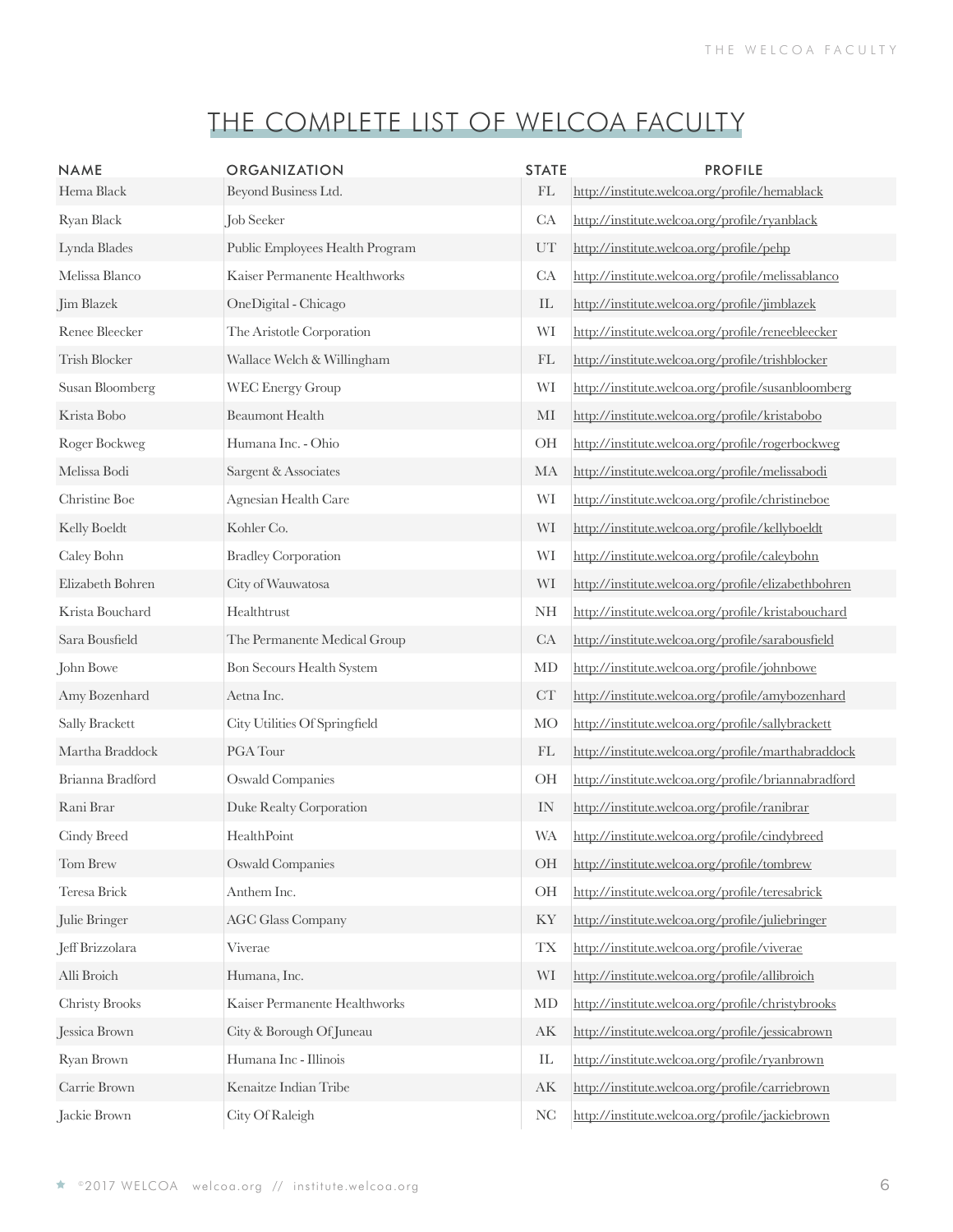# THE COMPLETE LIST OF WELCOA FACULTY

| NAME | ORGANIZATION | STATE | PROFILE |
|---|---|---|---|
| Hema Black | Beyond Business Ltd. | FL | http://institute.welcoa.org/profile/hemablack |
| Ryan Black | Job Seeker | CA | http://institute.welcoa.org/profile/ryanblack |
| Lynda Blades | Public Employees Health Program | UT | http://institute.welcoa.org/profile/pehp |
| Melissa Blanco | Kaiser Permanente Healthworks | CA | http://institute.welcoa.org/profile/melissablanco |
| Jim Blazek | OneDigital - Chicago | IL | http://institute.welcoa.org/profile/jimblazek |
| Renee Bleecker | The Aristotle Corporation | WI | http://institute.welcoa.org/profile/reneebleecker |
| Trish Blocker | Wallace Welch & Willingham | FL | http://institute.welcoa.org/profile/trishblocker |
| Susan Bloomberg | WEC Energy Group | WI | http://institute.welcoa.org/profile/susanbloomberg |
| Krista Bobo | Beaumont Health | MI | http://institute.welcoa.org/profile/kristabobo |
| Roger Bockweg | Humana Inc. - Ohio | OH | http://institute.welcoa.org/profile/rogerbockweg |
| Melissa Bodi | Sargent & Associates | MA | http://institute.welcoa.org/profile/melissabodi |
| Christine Boe | Agnesian Health Care | WI | http://institute.welcoa.org/profile/christineboe |
| Kelly Boeldt | Kohler Co. | WI | http://institute.welcoa.org/profile/kellyboeldt |
| Caley Bohn | Bradley Corporation | WI | http://institute.welcoa.org/profile/caleybohn |
| Elizabeth Bohren | City of Wauwatosa | WI | http://institute.welcoa.org/profile/elizabethbohren |
| Krista Bouchard | Healthtrust | NH | http://institute.welcoa.org/profile/kristabouchard |
| Sara Bousfield | The Permanente Medical Group | CA | http://institute.welcoa.org/profile/sarabousfield |
| John Bowe | Bon Secours Health System | MD | http://institute.welcoa.org/profile/johnbowe |
| Amy Bozenhard | Aetna Inc. | CT | http://institute.welcoa.org/profile/amybozenhard |
| Sally Brackett | City Utilities Of Springfield | MO | http://institute.welcoa.org/profile/sallybrackett |
| Martha Braddock | PGA Tour | FL | http://institute.welcoa.org/profile/marthabraddock |
| Brianna Bradford | Oswald Companies | OH | http://institute.welcoa.org/profile/briannabradford |
| Rani Brar | Duke Realty Corporation | IN | http://institute.welcoa.org/profile/ranibrar |
| Cindy Breed | HealthPoint | WA | http://institute.welcoa.org/profile/cindybreed |
| Tom Brew | Oswald Companies | OH | http://institute.welcoa.org/profile/tombrew |
| Teresa Brick | Anthem Inc. | OH | http://institute.welcoa.org/profile/teresabrick |
| Julie Bringer | AGC Glass Company | KY | http://institute.welcoa.org/profile/juliebringer |
| Jeff Brizzolara | Viverae | TX | http://institute.welcoa.org/profile/viverae |
| Alli Broich | Humana, Inc. | WI | http://institute.welcoa.org/profile/allibroich |
| Christy Brooks | Kaiser Permanente Healthworks | MD | http://institute.welcoa.org/profile/christybrooks |
| Jessica Brown | City & Borough Of Juneau | AK | http://institute.welcoa.org/profile/jessicabrown |
| Ryan Brown | Humana Inc - Illinois | IL | http://institute.welcoa.org/profile/ryanbrown |
| Carrie Brown | Kenaitze Indian Tribe | AK | http://institute.welcoa.org/profile/carriebrown |
| Jackie Brown | City Of Raleigh | NC | http://institute.welcoa.org/profile/jackiebrown |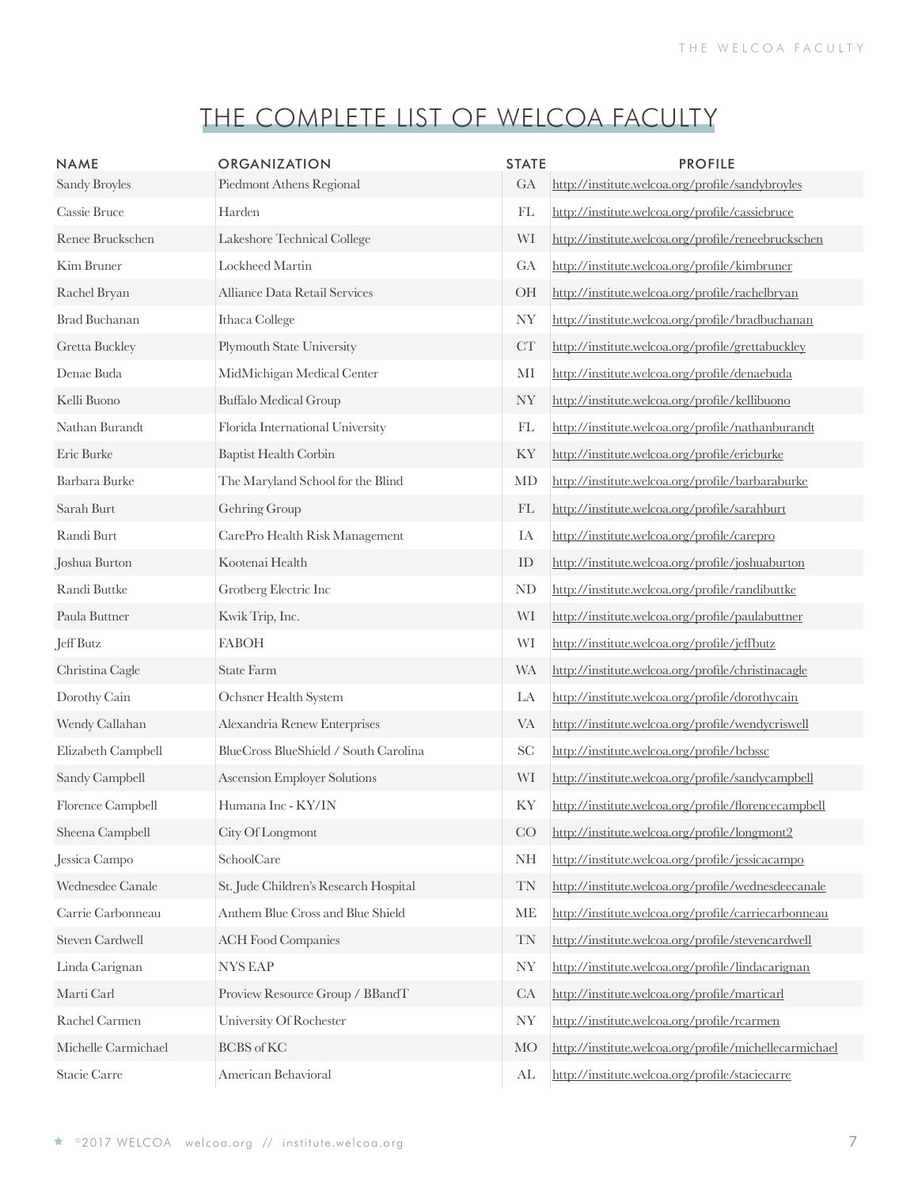# THE COMPLETE LIST OF WELCOA FACULTY

| NAME | ORGANIZATION | STATE | PROFILE |
|---|---|---|---|
| Sandy Broyles | Piedmont Athens Regional | GA | http://institute.welcoa.org/profile/sandybroyles |
| Cassie Bruce | Harden | FL | http://institute.welcoa.org/profile/cassiebruce |
| Renee Bruckschen | Lakeshore Technical College | WI | http://institute.welcoa.org/profile/reneebruckschen |
| Kim Bruner | Lockheed Martin | GA | http://institute.welcoa.org/profile/kimbruner |
| Rachel Bryan | Alliance Data Retail Services | OH | http://institute.welcoa.org/profile/rachelbryan |
| Brad Buchanan | Ithaca College | NY | http://institute.welcoa.org/profile/bradbuchanan |
| Gretta Buckley | Plymouth State University | CT | http://institute.welcoa.org/profile/grettabuckley |
| Denae Buda | MidMichigan Medical Center | MI | http://institute.welcoa.org/profile/denaebuda |
| Kelli Buono | Buffalo Medical Group | NY | http://institute.welcoa.org/profile/kellibuono |
| Nathan Burandt | Florida International University | FL | http://institute.welcoa.org/profile/nathanburandt |
| Eric Burke | Baptist Health Corbin | KY | http://institute.welcoa.org/profile/ericburke |
| Barbara Burke | The Maryland School for the Blind | MD | http://institute.welcoa.org/profile/barbaraburke |
| Sarah Burt | Gehring Group | FL | http://institute.welcoa.org/profile/sarahburt |
| Randi Burt | CarePro Health Risk Management | IA | http://institute.welcoa.org/profile/carepro |
| Joshua Burton | Kootenai Health | ID | http://institute.welcoa.org/profile/joshuaburton |
| Randi Buttke | Grotberg Electric Inc | ND | http://institute.welcoa.org/profile/randibuttke |
| Paula Buttner | Kwik Trip, Inc. | WI | http://institute.welcoa.org/profile/paulabuttner |
| Jeff Butz | FABOH | WI | http://institute.welcoa.org/profile/jeffbutz |
| Christina Cagle | State Farm | WA | http://institute.welcoa.org/profile/christinacagle |
| Dorothy Cain | Ochsner Health System | LA | http://institute.welcoa.org/profile/dorothycain |
| Wendy Callahan | Alexandria Renew Enterprises | VA | http://institute.welcoa.org/profile/wendycriswell |
| Elizabeth Campbell | BlueCross BlueShield / South Carolina | SC | http://institute.welcoa.org/profile/bcbssc |
| Sandy Campbell | Ascension Employer Solutions | WI | http://institute.welcoa.org/profile/sandycampbell |
| Florence Campbell | Humana Inc - KY/IN | KY | http://institute.welcoa.org/profile/florencecampbell |
| Sheena Campbell | City Of Longmont | CO | http://institute.welcoa.org/profile/longmont2 |
| Jessica Campo | SchoolCare | NH | http://institute.welcoa.org/profile/jessicacampo |
| Wednesdee Canale | St. Jude Children's Research Hospital | TN | http://institute.welcoa.org/profile/wednesdeecanale |
| Carrie Carbonneau | Anthem Blue Cross and Blue Shield | ME | http://institute.welcoa.org/profile/carriecarbonneau |
| Steven Cardwell | ACH Food Companies | TN | http://institute.welcoa.org/profile/stevencardwell |
| Linda Carignan | NYS EAP | NY | http://institute.welcoa.org/profile/lindacarignan |
| Marti Carl | Proview Resource Group / BBandT | CA | http://institute.welcoa.org/profile/marticarl |
| Rachel Carmen | University Of Rochester | NY | http://institute.welcoa.org/profile/rcarmen |
| Michelle Carmichael | BCBS of KC | MO | http://institute.welcoa.org/profile/michellecarmichael |
| Stacie Carre | American Behavioral | AL | http://institute.welcoa.org/profile/staciecarre |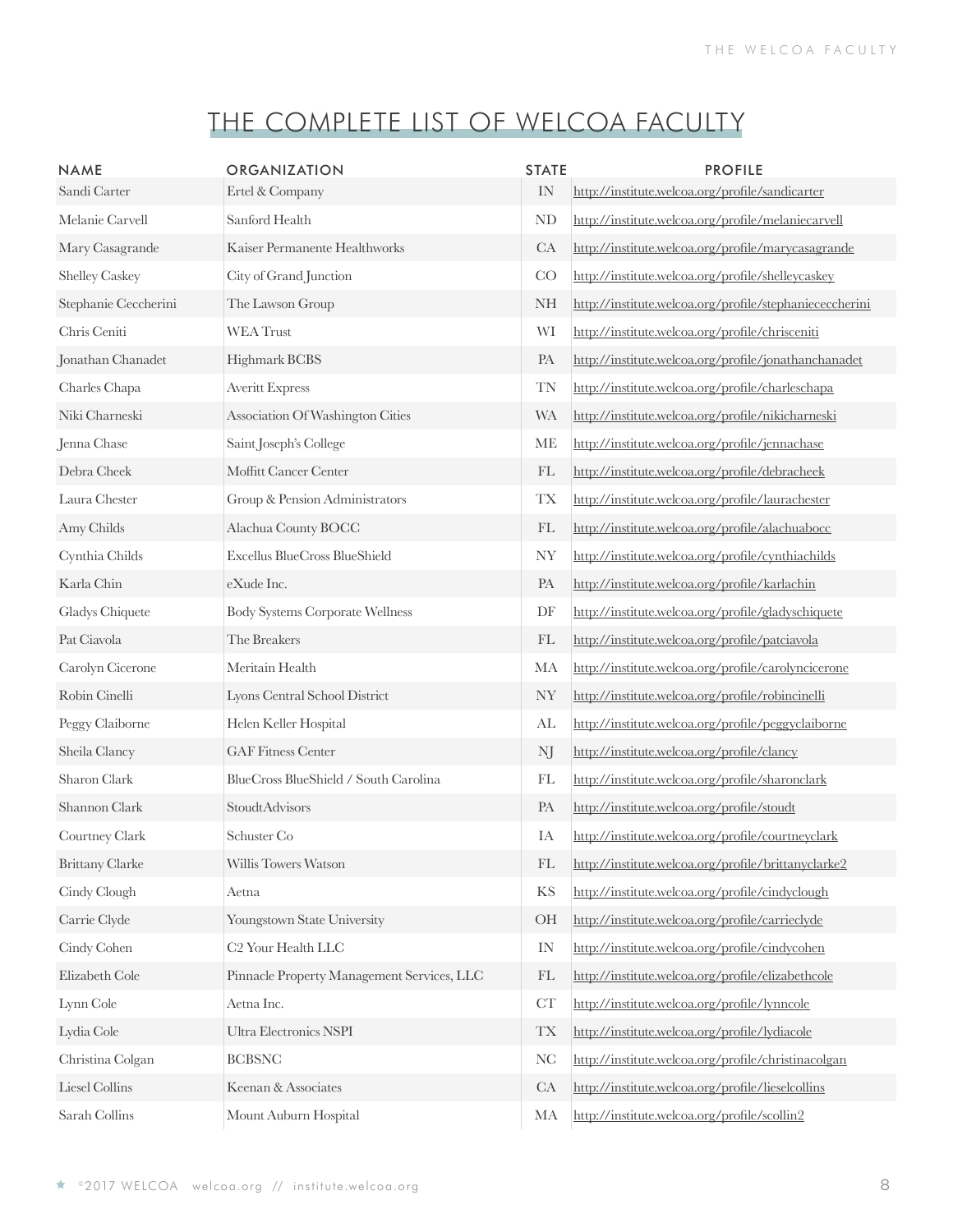# THE COMPLETE LIST OF WELCOA FACULTY

| NAME | ORGANIZATION | STATE | PROFILE |
|---|---|---|---|
| Sandi Carter | Ertel & Company | IN | http://institute.welcoa.org/profile/sandicarter |
| Melanie Carvell | Sanford Health | ND | http://institute.welcoa.org/profile/melaniecarvell |
| Mary Casagrande | Kaiser Permanente Healthworks | CA | http://institute.welcoa.org/profile/marycasagrande |
| Shelley Caskey | City of Grand Junction | CO | http://institute.welcoa.org/profile/shelleycaskey |
| Stephanie Ceccherini | The Lawson Group | NH | http://institute.welcoa.org/profile/stephaniececcherini |
| Chris Ceniti | WEA Trust | WI | http://institute.welcoa.org/profile/chrisceniti |
| Jonathan Chanadet | Highmark BCBS | PA | http://institute.welcoa.org/profile/jonathanchanadet |
| Charles Chapa | Averitt Express | TN | http://institute.welcoa.org/profile/charleschapa |
| Niki Charneski | Association Of Washington Cities | WA | http://institute.welcoa.org/profile/nikicharneski |
| Jenna Chase | Saint Joseph's College | ME | http://institute.welcoa.org/profile/jennachase |
| Debra Cheek | Moffitt Cancer Center | FL | http://institute.welcoa.org/profile/debracheek |
| Laura Chester | Group & Pension Administrators | TX | http://institute.welcoa.org/profile/laurachester |
| Amy Childs | Alachua County BOCC | FL | http://institute.welcoa.org/profile/alachuabocc |
| Cynthia Childs | Excellus BlueCross BlueShield | NY | http://institute.welcoa.org/profile/cynthiachilds |
| Karla Chin | eXude Inc. | PA | http://institute.welcoa.org/profile/karlachin |
| Gladys Chiquete | Body Systems Corporate Wellness | DF | http://institute.welcoa.org/profile/gladyschiquete |
| Pat Ciavola | The Breakers | FL | http://institute.welcoa.org/profile/patciavola |
| Carolyn Cicerone | Meritain Health | MA | http://institute.welcoa.org/profile/carolyncicerone |
| Robin Cinelli | Lyons Central School District | NY | http://institute.welcoa.org/profile/robincinelli |
| Peggy Claiborne | Helen Keller Hospital | AL | http://institute.welcoa.org/profile/peggyclaiborne |
| Sheila Clancy | GAF Fitness Center | NJ | http://institute.welcoa.org/profile/clancy |
| Sharon Clark | BlueCross BlueShield / South Carolina | FL | http://institute.welcoa.org/profile/sharonclark |
| Shannon Clark | StoudtAdvisors | PA | http://institute.welcoa.org/profile/stoudt |
| Courtney Clark | Schuster Co | IA | http://institute.welcoa.org/profile/courtneyclark |
| Brittany Clarke | Willis Towers Watson | FL | http://institute.welcoa.org/profile/brittanyclarke2 |
| Cindy Clough | Aetna | KS | http://institute.welcoa.org/profile/cindyclough |
| Carrie Clyde | Youngstown State University | OH | http://institute.welcoa.org/profile/carrieclyde |
| Cindy Cohen | C2 Your Health LLC | IN | http://institute.welcoa.org/profile/cindycohen |
| Elizabeth Cole | Pinnacle Property Management Services, LLC | FL | http://institute.welcoa.org/profile/elizabethcole |
| Lynn Cole | Aetna Inc. | CT | http://institute.welcoa.org/profile/lynncole |
| Lydia Cole | Ultra Electronics NSPI | TX | http://institute.welcoa.org/profile/lydiacole |
| Christina Colgan | BCBSNC | NC | http://institute.welcoa.org/profile/christinacolgan |
| Liesel Collins | Keenan & Associates | CA | http://institute.welcoa.org/profile/lieselcollins |
| Sarah Collins | Mount Auburn Hospital | MA | http://institute.welcoa.org/profile/scollin2 |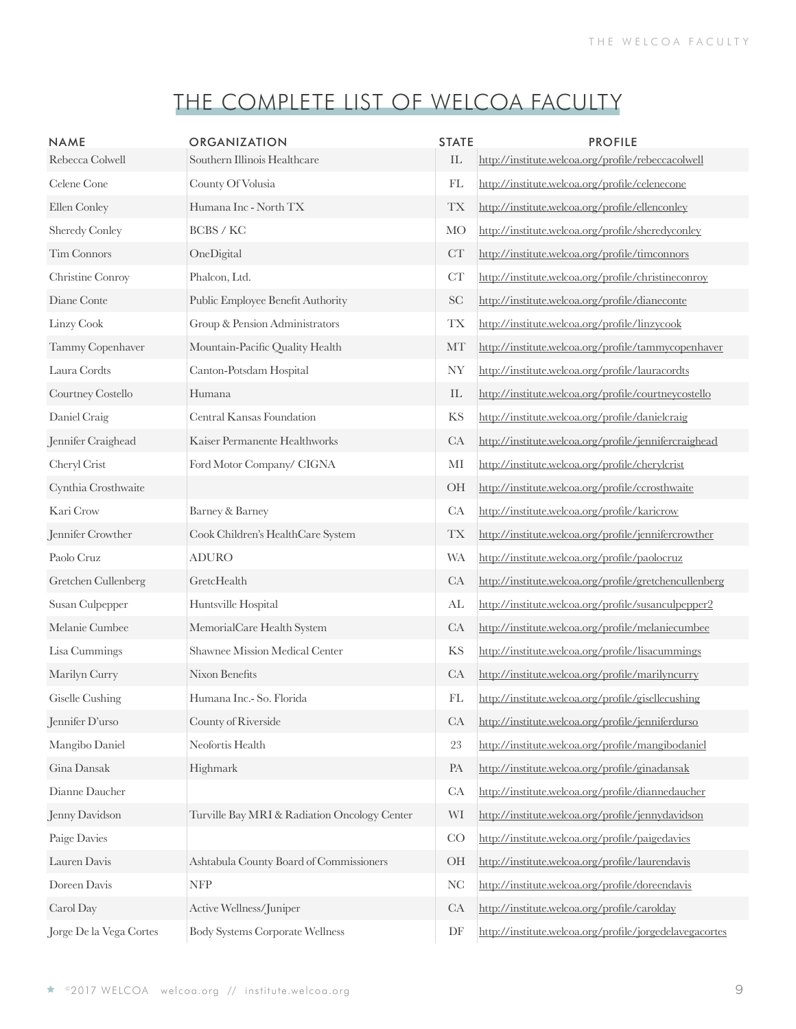# THE COMPLETE LIST OF WELCOA FACULTY

| NAME | ORGANIZATION | STATE | PROFILE |
|---|---|---|---|
| Rebecca Colwell | Southern Illinois Healthcare | IL | http://institute.welcoa.org/profile/rebeccacolwell |
| Celene Cone | County Of Volusia | FL | http://institute.welcoa.org/profile/celenecone |
| Ellen Conley | Humana Inc - North TX | TX | http://institute.welcoa.org/profile/ellenconley |
| Sheredy Conley | BCBS / KC | MO | http://institute.welcoa.org/profile/sheredyconley |
| Tim Connors | OneDigital | CT | http://institute.welcoa.org/profile/timconnors |
| Christine Conroy | Phalcon, Ltd. | CT | http://institute.welcoa.org/profile/christineconroy |
| Diane Conte | Public Employee Benefit Authority | SC | http://institute.welcoa.org/profile/dianeconte |
| Linzy Cook | Group & Pension Administrators | TX | http://institute.welcoa.org/profile/linzycook |
| Tammy Copenhaver | Mountain-Pacific Quality Health | MT | http://institute.welcoa.org/profile/tammycopenhaver |
| Laura Cordts | Canton-Potsdam Hospital | NY | http://institute.welcoa.org/profile/lauracordts |
| Courtney Costello | Humana | IL | http://institute.welcoa.org/profile/courtneycostello |
| Daniel Craig | Central Kansas Foundation | KS | http://institute.welcoa.org/profile/danielcraig |
| Jennifer Craighead | Kaiser Permanente Healthworks | CA | http://institute.welcoa.org/profile/jennifercraighead |
| Cheryl Crist | Ford Motor Company/ CIGNA | MI | http://institute.welcoa.org/profile/cherylcrist |
| Cynthia Crosthwaite | | OH | http://institute.welcoa.org/profile/ccrosthwaite |
| Kari Crow | Barney & Barney | CA | http://institute.welcoa.org/profile/karicrow |
| Jennifer Crowther | Cook Children's HealthCare System | TX | http://institute.welcoa.org/profile/jennifercrowther |
| Paolo Cruz | ADURO | WA | http://institute.welcoa.org/profile/paolocruz |
| Gretchen Cullenberg | GretcHealth | CA | http://institute.welcoa.org/profile/gretchencullenberg |
| Susan Culpepper | Huntsville Hospital | AL | http://institute.welcoa.org/profile/susanculpepper2 |
| Melanie Cumbee | MemorialCare Health System | CA | http://institute.welcoa.org/profile/melaniecumbee |
| Lisa Cummings | Shawnee Mission Medical Center | KS | http://institute.welcoa.org/profile/lisacummings |
| Marilyn Curry | Nixon Benefits | CA | http://institute.welcoa.org/profile/marilyncurry |
| Giselle Cushing | Humana Inc.- So. Florida | FL | http://institute.welcoa.org/profile/gisellecushing |
| Jennifer D'urso | County of Riverside | CA | http://institute.welcoa.org/profile/jenniferdurso |
| Mangibo Daniel | Neofortis Health | 23 | http://institute.welcoa.org/profile/mangibodaniel |
| Gina Dansak | Highmark | PA | http://institute.welcoa.org/profile/ginadansak |
| Dianne Daucher | | CA | http://institute.welcoa.org/profile/diannedaucher |
| Jenny Davidson | Turville Bay MRI & Radiation Oncology Center | WI | http://institute.welcoa.org/profile/jennydavidson |
| Paige Davies | | CO | http://institute.welcoa.org/profile/paigedavies |
| Lauren Davis | Ashtabula County Board of Commissioners | OH | http://institute.welcoa.org/profile/laurendavis |
| Doreen Davis | NFP | NC | http://institute.welcoa.org/profile/doreendavis |
| Carol Day | Active Wellness/Juniper | CA | http://institute.welcoa.org/profile/carolday |
| Jorge De la Vega Cortes | Body Systems Corporate Wellness | DF | http://institute.welcoa.org/profile/jorgedelavegacortes |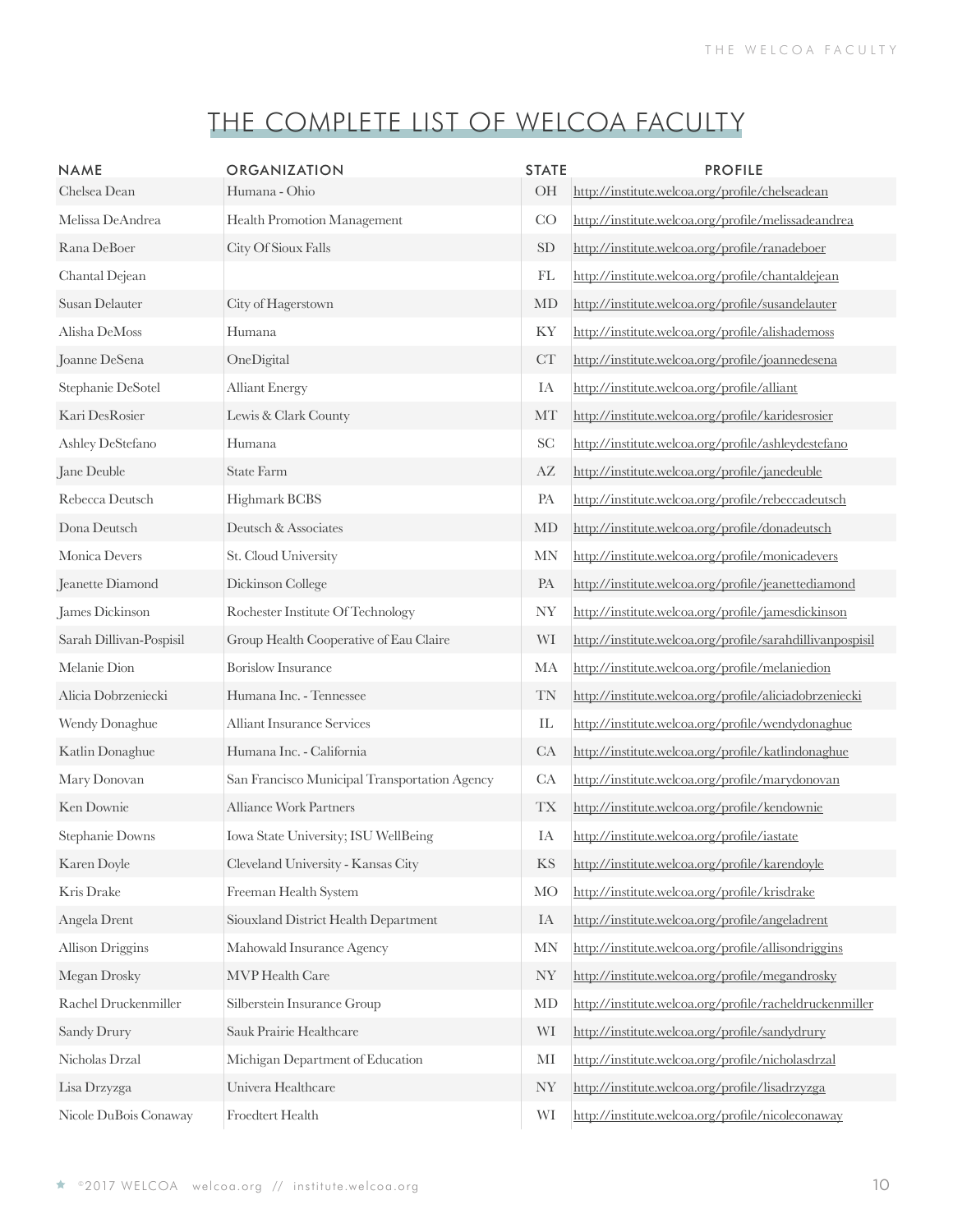# THE COMPLETE LIST OF WELCOA FACULTY

| NAME | ORGANIZATION | STATE | PROFILE |
|---|---|---|---|
| Chelsea Dean | Humana - Ohio | OH | http://institute.welcoa.org/profile/chelseadean |
| Melissa DeAndrea | Health Promotion Management | CO | http://institute.welcoa.org/profile/melissadeandrea |
| Rana DeBoer | City Of Sioux Falls | SD | http://institute.welcoa.org/profile/ranadeboer |
| Chantal Dejean | | FL | http://institute.welcoa.org/profile/chantaldejean |
| Susan Delauter | City of Hagerstown | MD | http://institute.welcoa.org/profile/susandelauter |
| Alisha DeMoss | Humana | KY | http://institute.welcoa.org/profile/alishademoss |
| Joanne DeSena | OneDigital | CT | http://institute.welcoa.org/profile/joannedesena |
| Stephanie DeSotel | Alliant Energy | IA | http://institute.welcoa.org/profile/alliant |
| Kari DesRosier | Lewis & Clark County | MT | http://institute.welcoa.org/profile/karidesrosier |
| Ashley DeStefano | Humana | SC | http://institute.welcoa.org/profile/ashleydestefano |
| Jane Deuble | State Farm | AZ | http://institute.welcoa.org/profile/janedeuble |
| Rebecca Deutsch | Highmark BCBS | PA | http://institute.welcoa.org/profile/rebeccadeutsch |
| Dona Deutsch | Deutsch & Associates | MD | http://institute.welcoa.org/profile/donadeutsch |
| Monica Devers | St. Cloud University | MN | http://institute.welcoa.org/profile/monicadevers |
| Jeanette Diamond | Dickinson College | PA | http://institute.welcoa.org/profile/jeanettediamond |
| James Dickinson | Rochester Institute Of Technology | NY | http://institute.welcoa.org/profile/jamesdickinson |
| Sarah Dillivan-Pospisil | Group Health Cooperative of Eau Claire | WI | http://institute.welcoa.org/profile/sarahdillivanpospisil |
| Melanie Dion | Borislow Insurance | MA | http://institute.welcoa.org/profile/melaniedion |
| Alicia Dobrzeniecki | Humana Inc. - Tennessee | TN | http://institute.welcoa.org/profile/aliciadobrzeniecki |
| Wendy Donaghue | Alliant Insurance Services | IL | http://institute.welcoa.org/profile/wendydonaghue |
| Katlin Donaghue | Humana Inc. - California | CA | http://institute.welcoa.org/profile/katlindonaghue |
| Mary Donovan | San Francisco Municipal Transportation Agency | CA | http://institute.welcoa.org/profile/marydonovan |
| Ken Downie | Alliance Work Partners | TX | http://institute.welcoa.org/profile/kendownie |
| Stephanie Downs | Iowa State University; ISU WellBeing | IA | http://institute.welcoa.org/profile/iastate |
| Karen Doyle | Cleveland University - Kansas City | KS | http://institute.welcoa.org/profile/karendoyle |
| Kris Drake | Freeman Health System | MO | http://institute.welcoa.org/profile/krisdrake |
| Angela Drent | Siouxland District Health Department | IA | http://institute.welcoa.org/profile/angeladrent |
| Allison Driggins | Mahowald Insurance Agency | MN | http://institute.welcoa.org/profile/allisondriggins |
| Megan Drosky | MVP Health Care | NY | http://institute.welcoa.org/profile/megandrosky |
| Rachel Druckenmiller | Silberstein Insurance Group | MD | http://institute.welcoa.org/profile/racheldruckenmiller |
| Sandy Drury | Sauk Prairie Healthcare | WI | http://institute.welcoa.org/profile/sandydrury |
| Nicholas Drzal | Michigan Department of Education | MI | http://institute.welcoa.org/profile/nicholasdrzal |
| Lisa Drzyzga | Univera Healthcare | NY | http://institute.welcoa.org/profile/lisadrzyzga |
| Nicole DuBois Conaway | Froedtert Health | WI | http://institute.welcoa.org/profile/nicoleconaway |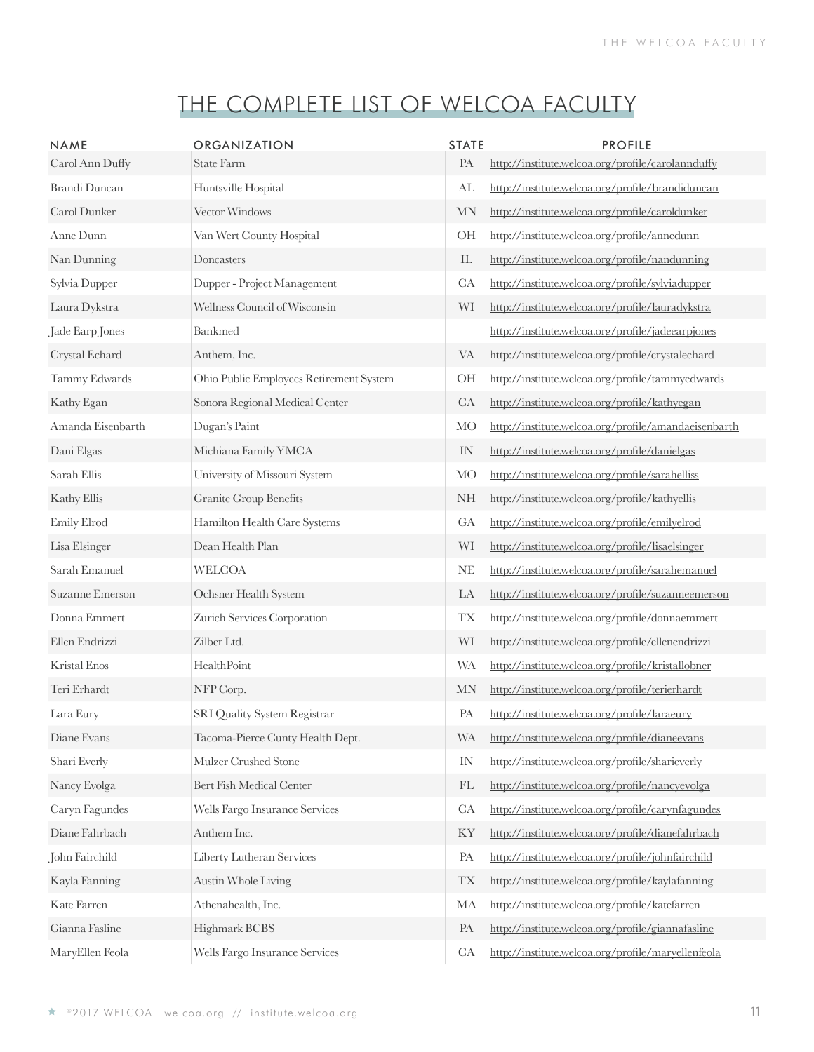# THE COMPLETE LIST OF WELCOA FACULTY

| NAME | ORGANIZATION | STATE | PROFILE |
|---|---|---|---|
| Carol Ann Duffy | State Farm | PA | http://institute.welcoa.org/profile/carolannduffy |
| Brandi Duncan | Huntsville Hospital | AL | http://institute.welcoa.org/profile/brandiduncan |
| Carol Dunker | Vector Windows | MN | http://institute.welcoa.org/profile/caroldunker |
| Anne Dunn | Van Wert County Hospital | OH | http://institute.welcoa.org/profile/annedunn |
| Nan Dunning | Doncasters | IL | http://institute.welcoa.org/profile/nandunning |
| Sylvia Dupper | Dupper - Project Management | CA | http://institute.welcoa.org/profile/sylviadupper |
| Laura Dykstra | Wellness Council of Wisconsin | WI | http://institute.welcoa.org/profile/lauradykstra |
| Jade Earp Jones | Bankmed | | http://institute.welcoa.org/profile/jadeearpjones |
| Crystal Echard | Anthem, Inc. | VA | http://institute.welcoa.org/profile/crystalechard |
| Tammy Edwards | Ohio Public Employees Retirement System | OH | http://institute.welcoa.org/profile/tammyedwards |
| Kathy Egan | Sonora Regional Medical Center | CA | http://institute.welcoa.org/profile/kathyegan |
| Amanda Eisenbarth | Dugan's Paint | MO | http://institute.welcoa.org/profile/amandaeisenbarth |
| Dani Elgas | Michiana Family YMCA | IN | http://institute.welcoa.org/profile/danielgas |
| Sarah Ellis | University of Missouri System | MO | http://institute.welcoa.org/profile/sarahelliss |
| Kathy Ellis | Granite Group Benefits | NH | http://institute.welcoa.org/profile/kathyellis |
| Emily Elrod | Hamilton Health Care Systems | GA | http://institute.welcoa.org/profile/emilyelrod |
| Lisa Elsinger | Dean Health Plan | WI | http://institute.welcoa.org/profile/lisaelsinger |
| Sarah Emanuel | WELCOA | NE | http://institute.welcoa.org/profile/sarahemanuel |
| Suzanne Emerson | Ochsner Health System | LA | http://institute.welcoa.org/profile/suzanneemerson |
| Donna Emmert | Zurich Services Corporation | TX | http://institute.welcoa.org/profile/donnaemmert |
| Ellen Endrizzi | Zilber Ltd. | WI | http://institute.welcoa.org/profile/ellenendrizzi |
| Kristal Enos | HealthPoint | WA | http://institute.welcoa.org/profile/kristallobner |
| Teri Erhardt | NFP Corp. | MN | http://institute.welcoa.org/profile/terierhardt |
| Lara Eury | SRI Quality System Registrar | PA | http://institute.welcoa.org/profile/laraeury |
| Diane Evans | Tacoma-Pierce Cunty Health Dept. | WA | http://institute.welcoa.org/profile/dianeevans |
| Shari Everly | Mulzer Crushed Stone | IN | http://institute.welcoa.org/profile/sharieverly |
| Nancy Evolga | Bert Fish Medical Center | FL | http://institute.welcoa.org/profile/nancyevolga |
| Caryn Fagundes | Wells Fargo Insurance Services | CA | http://institute.welcoa.org/profile/carynfagundes |
| Diane Fahrbach | Anthem Inc. | KY | http://institute.welcoa.org/profile/dianefahrbach |
| John Fairchild | Liberty Lutheran Services | PA | http://institute.welcoa.org/profile/johnfairchild |
| Kayla Fanning | Austin Whole Living | TX | http://institute.welcoa.org/profile/kaylafanning |
| Kate Farren | Athenahealth, Inc. | MA | http://institute.welcoa.org/profile/katefarren |
| Gianna Fasline | Highmark BCBS | PA | http://institute.welcoa.org/profile/giannafasline |
| MaryEllen Feola | Wells Fargo Insurance Services | CA | http://institute.welcoa.org/profile/maryellenfeola |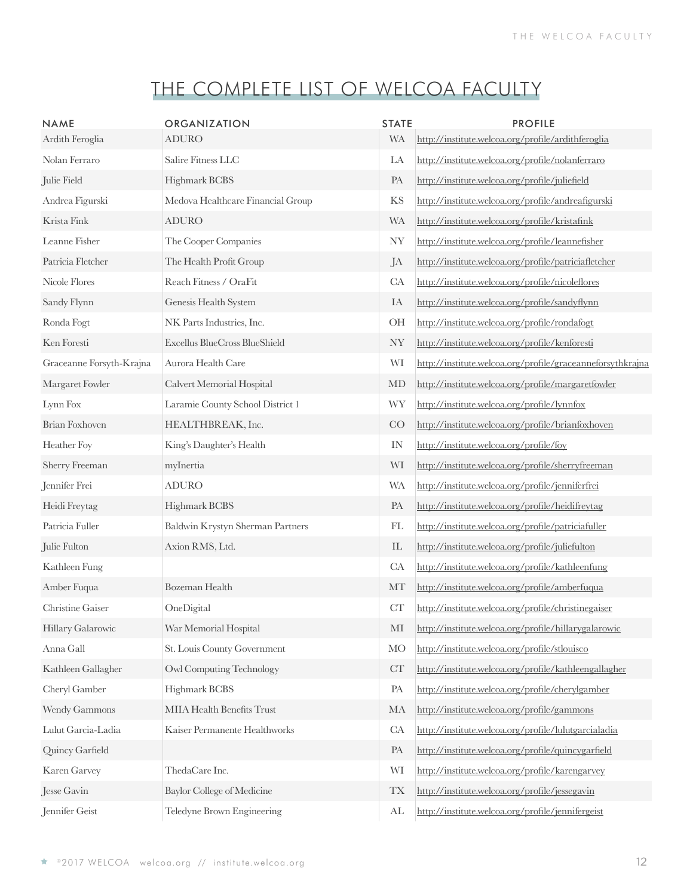# THE COMPLETE LIST OF WELCOA FACULTY

| NAME | ORGANIZATION | STATE | PROFILE |
|---|---|---|---|
| Ardith Feroglia | ADURO | WA | http://institute.welcoa.org/profile/ardithferoglia |
| Nolan Ferraro | Salire Fitness LLC | LA | http://institute.welcoa.org/profile/nolanferraro |
| Julie Field | Highmark BCBS | PA | http://institute.welcoa.org/profile/juliefield |
| Andrea Figurski | Medova Healthcare Financial Group | KS | http://institute.welcoa.org/profile/andreafigurski |
| Krista Fink | ADURO | WA | http://institute.welcoa.org/profile/kristafink |
| Leanne Fisher | The Cooper Companies | NY | http://institute.welcoa.org/profile/leannefisher |
| Patricia Fletcher | The Health Profit Group | JA | http://institute.welcoa.org/profile/patriciafletcher |
| Nicole Flores | Reach Fitness / OraFit | CA | http://institute.welcoa.org/profile/nicoleflores |
| Sandy Flynn | Genesis Health System | IA | http://institute.welcoa.org/profile/sandyflynn |
| Ronda Fogt | NK Parts Industries, Inc. | OH | http://institute.welcoa.org/profile/rondafogt |
| Ken Foresti | Excellus BlueCross BlueShield | NY | http://institute.welcoa.org/profile/kenforesti |
| Graceanne Forsyth-Krajna | Aurora Health Care | WI | http://institute.welcoa.org/profile/graceanneforsythkrajna |
| Margaret Fowler | Calvert Memorial Hospital | MD | http://institute.welcoa.org/profile/margaretfowler |
| Lynn Fox | Laramie County School District 1 | WY | http://institute.welcoa.org/profile/lynnfox |
| Brian Foxhoven | HEALTHBREAK, Inc. | CO | http://institute.welcoa.org/profile/brianfoxhoven |
| Heather Foy | King's Daughter's Health | IN | http://institute.welcoa.org/profile/foy |
| Sherry Freeman | myInertia | WI | http://institute.welcoa.org/profile/sherryfreeman |
| Jennifer Frei | ADURO | WA | http://institute.welcoa.org/profile/jenniferfrei |
| Heidi Freytag | Highmark BCBS | PA | http://institute.welcoa.org/profile/heidifreytag |
| Patricia Fuller | Baldwin Krystyn Sherman Partners | FL | http://institute.welcoa.org/profile/patriciafuller |
| Julie Fulton | Axion RMS, Ltd. | IL | http://institute.welcoa.org/profile/juliefulton |
| Kathleen Fung | | CA | http://institute.welcoa.org/profile/kathleenfung |
| Amber Fuqua | Bozeman Health | MT | http://institute.welcoa.org/profile/amberfuqua |
| Christine Gaiser | OneDigital | CT | http://institute.welcoa.org/profile/christinegaiser |
| Hillary Galarowic | War Memorial Hospital | MI | http://institute.welcoa.org/profile/hillarygalarowic |
| Anna Gall | St. Louis County Government | MO | http://institute.welcoa.org/profile/stlouisco |
| Kathleen Gallagher | Owl Computing Technology | CT | http://institute.welcoa.org/profile/kathleengallagher |
| Cheryl Gamber | Highmark BCBS | PA | http://institute.welcoa.org/profile/cherylgamber |
| Wendy Gammons | MIIA Health Benefits Trust | MA | http://institute.welcoa.org/profile/gammons |
| Lulut Garcia-Ladia | Kaiser Permanente Healthworks | CA | http://institute.welcoa.org/profile/lulutgarcialadia |
| Quincy Garfield | | PA | http://institute.welcoa.org/profile/quincygarfield |
| Karen Garvey | ThedaCare Inc. | WI | http://institute.welcoa.org/profile/karengarvey |
| Jesse Gavin | Baylor College of Medicine | TX | http://institute.welcoa.org/profile/jessegavin |
| Jennifer Geist | Teledyne Brown Engineering | AL | http://institute.welcoa.org/profile/jennifergeist |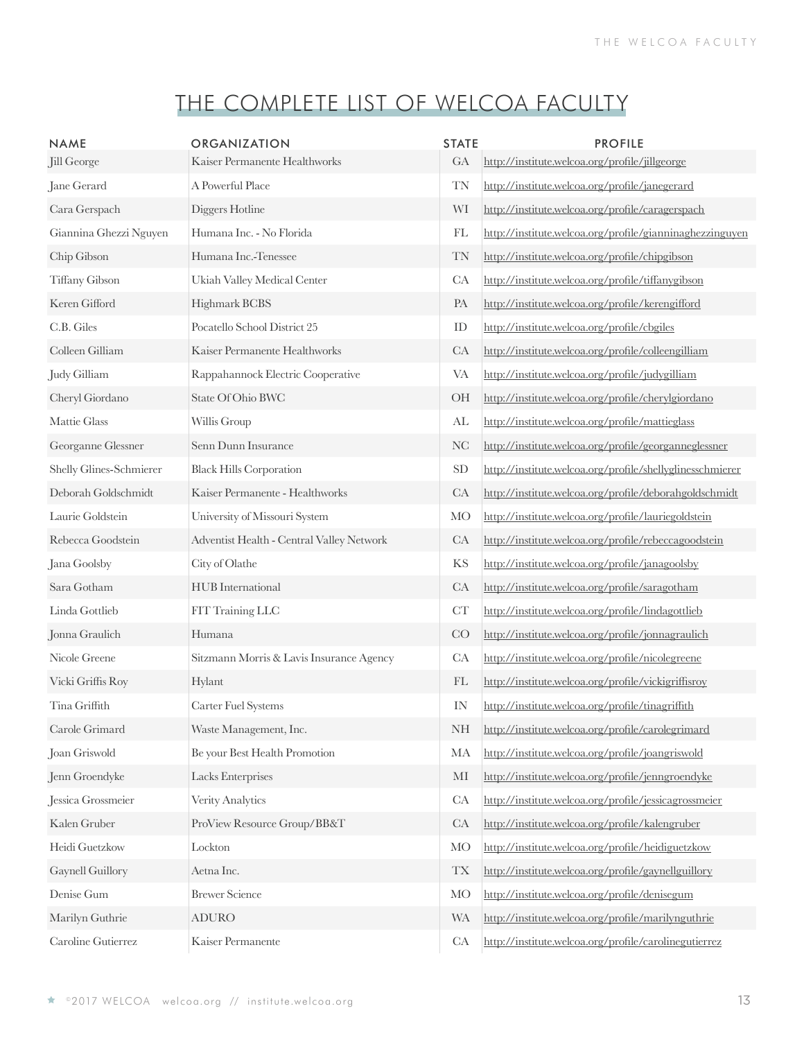# THE COMPLETE LIST OF WELCOA FACULTY

| NAME | ORGANIZATION | STATE | PROFILE |
|---|---|---|---|
| Jill George | Kaiser Permanente Healthworks | GA | http://institute.welcoa.org/profile/jillgeorge |
| Jane Gerard | A Powerful Place | TN | http://institute.welcoa.org/profile/janegerard |
| Cara Gerspach | Diggers Hotline | WI | http://institute.welcoa.org/profile/caragerspach |
| Giannina Ghezzi Nguyen | Humana Inc. - No Florida | FL | http://institute.welcoa.org/profile/gianninaghezzinguyen |
| Chip Gibson | Humana Inc.-Tenessee | TN | http://institute.welcoa.org/profile/chipgibson |
| Tiffany Gibson | Ukiah Valley Medical Center | CA | http://institute.welcoa.org/profile/tiffanygibson |
| Keren Gifford | Highmark BCBS | PA | http://institute.welcoa.org/profile/kerengifford |
| C.B. Giles | Pocatello School District 25 | ID | http://institute.welcoa.org/profile/cbgiles |
| Colleen Gilliam | Kaiser Permanente Healthworks | CA | http://institute.welcoa.org/profile/colleengilliam |
| Judy Gilliam | Rappahannock Electric Cooperative | VA | http://institute.welcoa.org/profile/judygilliam |
| Cheryl Giordano | State Of Ohio BWC | OH | http://institute.welcoa.org/profile/cherylgiordano |
| Mattie Glass | Willis Group | AL | http://institute.welcoa.org/profile/mattieglass |
| Georganne Glessner | Senn Dunn Insurance | NC | http://institute.welcoa.org/profile/georganneglessner |
| Shelly Glines-Schmierer | Black Hills Corporation | SD | http://institute.welcoa.org/profile/shellyglinesschmierer |
| Deborah Goldschmidt | Kaiser Permanente - Healthworks | CA | http://institute.welcoa.org/profile/deborahgoldschmidt |
| Laurie Goldstein | University of Missouri System | MO | http://institute.welcoa.org/profile/lauriegoldstein |
| Rebecca Goodstein | Adventist Health - Central Valley Network | CA | http://institute.welcoa.org/profile/rebeccagoodstein |
| Jana Goolsby | City of Olathe | KS | http://institute.welcoa.org/profile/janagoolsby |
| Sara Gotham | HUB International | CA | http://institute.welcoa.org/profile/saragotham |
| Linda Gottlieb | FIT Training LLC | CT | http://institute.welcoa.org/profile/lindagottlieb |
| Jonna Graulich | Humana | CO | http://institute.welcoa.org/profile/jonnagraulich |
| Nicole Greene | Sitzmann Morris & Lavis Insurance Agency | CA | http://institute.welcoa.org/profile/nicolegreene |
| Vicki Griffis Roy | Hylant | FL | http://institute.welcoa.org/profile/vickigriffisroy |
| Tina Griffith | Carter Fuel Systems | IN | http://institute.welcoa.org/profile/tinagriffith |
| Carole Grimard | Waste Management, Inc. | NH | http://institute.welcoa.org/profile/carolegrimard |
| Joan Griswold | Be your Best Health Promotion | MA | http://institute.welcoa.org/profile/joangriswold |
| Jenn Groendyke | Lacks Enterprises | MI | http://institute.welcoa.org/profile/jenngroendyke |
| Jessica Grossmeier | Verity Analytics | CA | http://institute.welcoa.org/profile/jessicagrossmeier |
| Kalen Gruber | ProView Resource Group/BB&T | CA | http://institute.welcoa.org/profile/kalengruber |
| Heidi Guetzkow | Lockton | MO | http://institute.welcoa.org/profile/heidiguetzkow |
| Gaynell Guillory | Aetna Inc. | TX | http://institute.welcoa.org/profile/gaynellguillory |
| Denise Gum | Brewer Science | MO | http://institute.welcoa.org/profile/denisegum |
| Marilyn Guthrie | ADURO | WA | http://institute.welcoa.org/profile/marilynguthrie |
| Caroline Gutierrez | Kaiser Permanente | CA | http://institute.welcoa.org/profile/carolinegutierrez |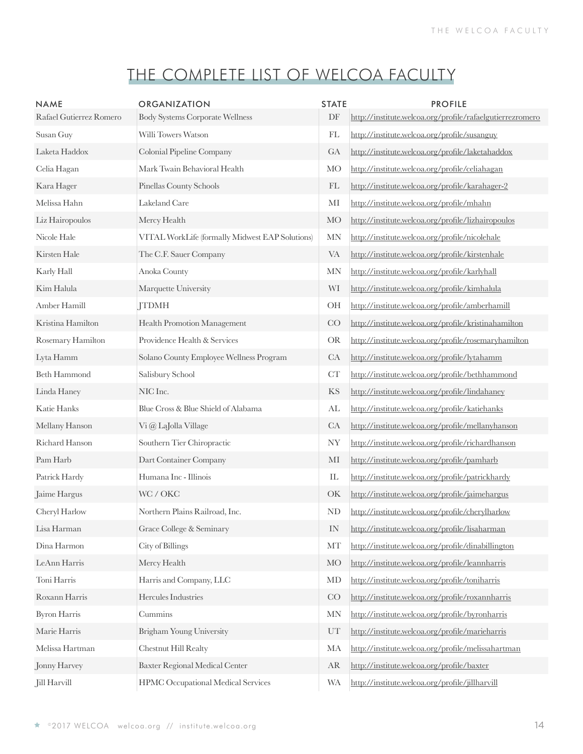# THE COMPLETE LIST OF WELCOA FACULTY

| NAME | ORGANIZATION | STATE | PROFILE |
|---|---|---|---|
| Rafael Gutierrez Romero | Body Systems Corporate Wellness | DF | http://institute.welcoa.org/profile/rafaelgutierrezromero |
| Susan Guy | Willi Towers Watson | FL | http://institute.welcoa.org/profile/susanguy |
| Laketa Haddox | Colonial Pipeline Company | GA | http://institute.welcoa.org/profile/laketahaddox |
| Celia Hagan | Mark Twain Behavioral Health | MO | http://institute.welcoa.org/profile/celiahagan |
| Kara Hager | Pinellas County Schools | FL | http://institute.welcoa.org/profile/karahager-2 |
| Melissa Hahn | Lakeland Care | MI | http://institute.welcoa.org/profile/mhahn |
| Liz Hairopoulos | Mercy Health | MO | http://institute.welcoa.org/profile/lizhairopoulos |
| Nicole Hale | VITAL WorkLife (formally Midwest EAP Solutions) | MN | http://institute.welcoa.org/profile/nicolehale |
| Kirsten Hale | The C.F. Sauer Company | VA | http://institute.welcoa.org/profile/kirstenhale |
| Karly Hall | Anoka County | MN | http://institute.welcoa.org/profile/karlyhall |
| Kim Halula | Marquette University | WI | http://institute.welcoa.org/profile/kimhalula |
| Amber Hamill | JTDMH | OH | http://institute.welcoa.org/profile/amberhamill |
| Kristina Hamilton | Health Promotion Management | CO | http://institute.welcoa.org/profile/kristinahamilton |
| Rosemary Hamilton | Providence Health & Services | OR | http://institute.welcoa.org/profile/rosemaryhamilton |
| Lyta Hamm | Solano County Employee Wellness Program | CA | http://institute.welcoa.org/profile/lytahamm |
| Beth Hammond | Salisbury School | CT | http://institute.welcoa.org/profile/bethhammond |
| Linda Haney | NIC Inc. | KS | http://institute.welcoa.org/profile/lindahaney |
| Katie Hanks | Blue Cross & Blue Shield of Alabama | AL | http://institute.welcoa.org/profile/katiehanks |
| Mellany Hanson | Vi @ LaJolla Village | CA | http://institute.welcoa.org/profile/mellanyhanson |
| Richard Hanson | Southern Tier Chiropractic | NY | http://institute.welcoa.org/profile/richardhanson |
| Pam Harb | Dart Container Company | MI | http://institute.welcoa.org/profile/pamharb |
| Patrick Hardy | Humana Inc - Illinois | IL | http://institute.welcoa.org/profile/patrickhardy |
| Jaime Hargus | WC / OKC | OK | http://institute.welcoa.org/profile/jaimehargus |
| Cheryl Harlow | Northern Plains Railroad, Inc. | ND | http://institute.welcoa.org/profile/cherylharlow |
| Lisa Harman | Grace College & Seminary | IN | http://institute.welcoa.org/profile/lisaharman |
| Dina Harmon | City of Billings | MT | http://institute.welcoa.org/profile/dinabillington |
| LeAnn Harris | Mercy Health | MO | http://institute.welcoa.org/profile/leannharris |
| Toni Harris | Harris and Company, LLC | MD | http://institute.welcoa.org/profile/toniharris |
| Roxann Harris | Hercules Industries | CO | http://institute.welcoa.org/profile/roxannharris |
| Byron Harris | Cummins | MN | http://institute.welcoa.org/profile/byronharris |
| Marie Harris | Brigham Young University | UT | http://institute.welcoa.org/profile/marieharris |
| Melissa Hartman | Chestnut Hill Realty | MA | http://institute.welcoa.org/profile/melissahartman |
| Jonny Harvey | Baxter Regional Medical Center | AR | http://institute.welcoa.org/profile/baxter |
| Jill Harvill | HPMC Occupational Medical Services | WA | http://institute.welcoa.org/profile/jillharvill |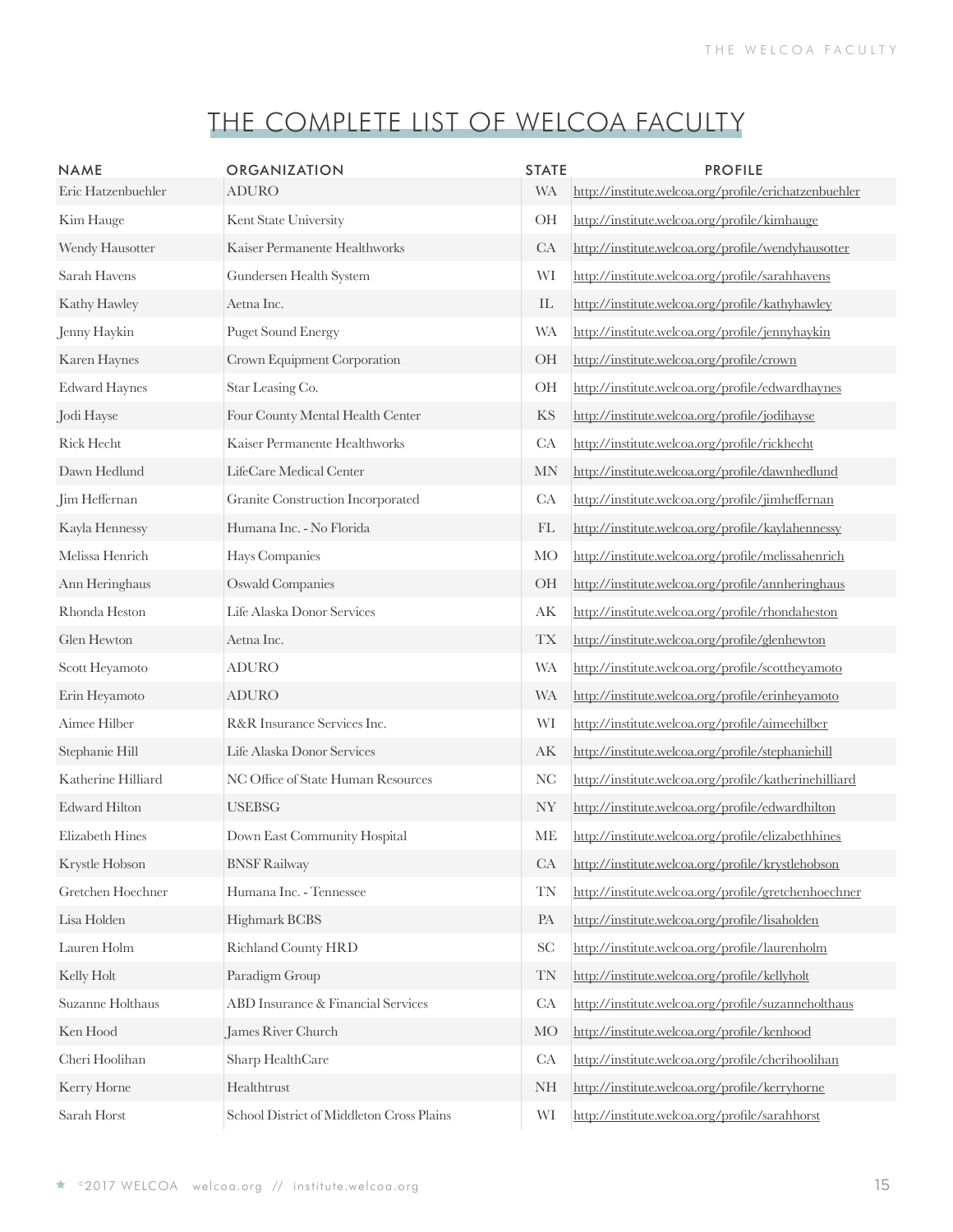# THE COMPLETE LIST OF WELCOA FACULTY

| NAME | ORGANIZATION | STATE | PROFILE |
|---|---|---|---|
| Eric Hatzenbuehler | ADURO | WA | http://institute.welcoa.org/profile/erichatzenbuehler |
| Kim Hauge | Kent State University | OH | http://institute.welcoa.org/profile/kimhauge |
| Wendy Hausotter | Kaiser Permanente Healthworks | CA | http://institute.welcoa.org/profile/wendyhausotter |
| Sarah Havens | Gundersen Health System | WI | http://institute.welcoa.org/profile/sarahhavens |
| Kathy Hawley | Aetna Inc. | IL | http://institute.welcoa.org/profile/kathyhawley |
| Jenny Haykin | Puget Sound Energy | WA | http://institute.welcoa.org/profile/jennyhaykin |
| Karen Haynes | Crown Equipment Corporation | OH | http://institute.welcoa.org/profile/crown |
| Edward Haynes | Star Leasing Co. | OH | http://institute.welcoa.org/profile/edwardhaynes |
| Jodi Hayse | Four County Mental Health Center | KS | http://institute.welcoa.org/profile/jodihayse |
| Rick Hecht | Kaiser Permanente Healthworks | CA | http://institute.welcoa.org/profile/rickhecht |
| Dawn Hedlund | LifeCare Medical Center | MN | http://institute.welcoa.org/profile/dawnhedlund |
| Jim Heffernan | Granite Construction Incorporated | CA | http://institute.welcoa.org/profile/jimheffernan |
| Kayla Hennessy | Humana Inc. - No Florida | FL | http://institute.welcoa.org/profile/kaylahennessy |
| Melissa Henrich | Hays Companies | MO | http://institute.welcoa.org/profile/melissahenrich |
| Ann Heringhaus | Oswald Companies | OH | http://institute.welcoa.org/profile/annheringhaus |
| Rhonda Heston | Life Alaska Donor Services | AK | http://institute.welcoa.org/profile/rhondaheston |
| Glen Hewton | Aetna Inc. | TX | http://institute.welcoa.org/profile/glenhewton |
| Scott Heyamoto | ADURO | WA | http://institute.welcoa.org/profile/scottheyamoto |
| Erin Heyamoto | ADURO | WA | http://institute.welcoa.org/profile/erinheyamoto |
| Aimee Hilber | R&R Insurance Services Inc. | WI | http://institute.welcoa.org/profile/aimeehilber |
| Stephanie Hill | Life Alaska Donor Services | AK | http://institute.welcoa.org/profile/stephaniehill |
| Katherine Hilliard | NC Office of State Human Resources | NC | http://institute.welcoa.org/profile/katherinehilliard |
| Edward Hilton | USEBSG | NY | http://institute.welcoa.org/profile/edwardhilton |
| Elizabeth Hines | Down East Community Hospital | ME | http://institute.welcoa.org/profile/elizabethhines |
| Krystle Hobson | BNSF Railway | CA | http://institute.welcoa.org/profile/krystlehobson |
| Gretchen Hoechner | Humana Inc. - Tennessee | TN | http://institute.welcoa.org/profile/gretchenhoechner |
| Lisa Holden | Highmark BCBS | PA | http://institute.welcoa.org/profile/lisaholden |
| Lauren Holm | Richland County HRD | SC | http://institute.welcoa.org/profile/laurenholm |
| Kelly Holt | Paradigm Group | TN | http://institute.welcoa.org/profile/kellyholt |
| Suzanne Holthaus | ABD Insurance & Financial Services | CA | http://institute.welcoa.org/profile/suzanneholthaus |
| Ken Hood | James River Church | MO | http://institute.welcoa.org/profile/kenhood |
| Cheri Hoolihan | Sharp HealthCare | CA | http://institute.welcoa.org/profile/cherihoolihan |
| Kerry Horne | Healthtrust | NH | http://institute.welcoa.org/profile/kerryhorne |
| Sarah Horst | School District of Middleton Cross Plains | WI | http://institute.welcoa.org/profile/sarahhorst |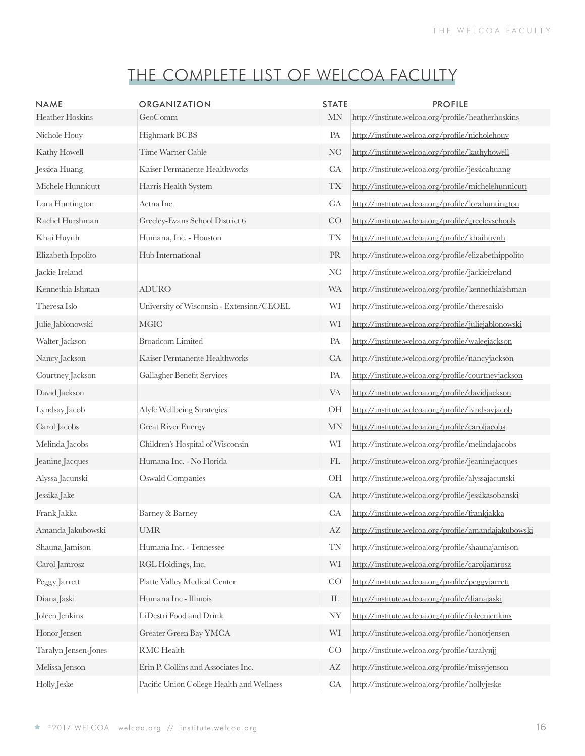# THE COMPLETE LIST OF WELCOA FACULTY

| NAME | ORGANIZATION | STATE | PROFILE |
|---|---|---|---|
| Heather Hoskins | GeoComm | MN | http://institute.welcoa.org/profile/heatherhoskins |
| Nichole Houy | Highmark BCBS | PA | http://institute.welcoa.org/profile/nicholehouy |
| Kathy Howell | Time Warner Cable | NC | http://institute.welcoa.org/profile/kathyhowell |
| Jessica Huang | Kaiser Permanente Healthworks | CA | http://institute.welcoa.org/profile/jessicahuang |
| Michele Hunnicutt | Harris Health System | TX | http://institute.welcoa.org/profile/michelehunnicutt |
| Lora Huntington | Aetna Inc. | GA | http://institute.welcoa.org/profile/lorahuntington |
| Rachel Hurshman | Greeley-Evans School District 6 | CO | http://institute.welcoa.org/profile/greeleyschools |
| Khai Huynh | Humana, Inc. - Houston | TX | http://institute.welcoa.org/profile/khaihuynh |
| Elizabeth Ippolito | Hub International | PR | http://institute.welcoa.org/profile/elizabethippolito |
| Jackie Ireland | | NC | http://institute.welcoa.org/profile/jackieireland |
| Kennethia Ishman | ADURO | WA | http://institute.welcoa.org/profile/kennethiaishman |
| Theresa Islo | University of Wisconsin - Extension/CEOEL | WI | http://institute.welcoa.org/profile/theresaislo |
| Julie Jablonowski | MGIC | WI | http://institute.welcoa.org/profile/juliejablonowski |
| Walter Jackson | Broadcom Limited | PA | http://institute.welcoa.org/profile/waleejackson |
| Nancy Jackson | Kaiser Permanente Healthworks | CA | http://institute.welcoa.org/profile/nancyjackson |
| Courtney Jackson | Gallagher Benefit Services | PA | http://institute.welcoa.org/profile/courtneyjackson |
| David Jackson | | VA | http://institute.welcoa.org/profile/davidjackson |
| Lyndsay Jacob | Alyfe Wellbeing Strategies | OH | http://institute.welcoa.org/profile/lyndsayjacob |
| Carol Jacobs | Great River Energy | MN | http://institute.welcoa.org/profile/caroljacobs |
| Melinda Jacobs | Children's Hospital of Wisconsin | WI | http://institute.welcoa.org/profile/melindajacobs |
| Jeanine Jacques | Humana Inc. - No Florida | FL | http://institute.welcoa.org/profile/jeaninejacques |
| Alyssa Jacunski | Oswald Companies | OH | http://institute.welcoa.org/profile/alyssajacunski |
| Jessika Jake | | CA | http://institute.welcoa.org/profile/jessikasobanski |
| Frank Jakka | Barney & Barney | CA | http://institute.welcoa.org/profile/frankjakka |
| Amanda Jakubowski | UMR | AZ | http://institute.welcoa.org/profile/amandajakubowski |
| Shauna Jamison | Humana Inc. - Tennessee | TN | http://institute.welcoa.org/profile/shaunajamison |
| Carol Jamrosz | RGL Holdings, Inc. | WI | http://institute.welcoa.org/profile/caroljamrosz |
| Peggy Jarrett | Platte Valley Medical Center | CO | http://institute.welcoa.org/profile/peggyjarrett |
| Diana Jaski | Humana Inc - Illinois | IL | http://institute.welcoa.org/profile/dianajaski |
| Joleen Jenkins | LiDestri Food and Drink | NY | http://institute.welcoa.org/profile/joleenjenkins |
| Honor Jensen | Greater Green Bay YMCA | WI | http://institute.welcoa.org/profile/honorjensen |
| Taralyn Jensen-Jones | RMC Health | CO | http://institute.welcoa.org/profile/taralynjj |
| Melissa Jenson | Erin P. Collins and Associates Inc. | AZ | http://institute.welcoa.org/profile/missyjenson |
| Holly Jeske | Pacific Union College Health and Wellness | CA | http://institute.welcoa.org/profile/hollyjeske |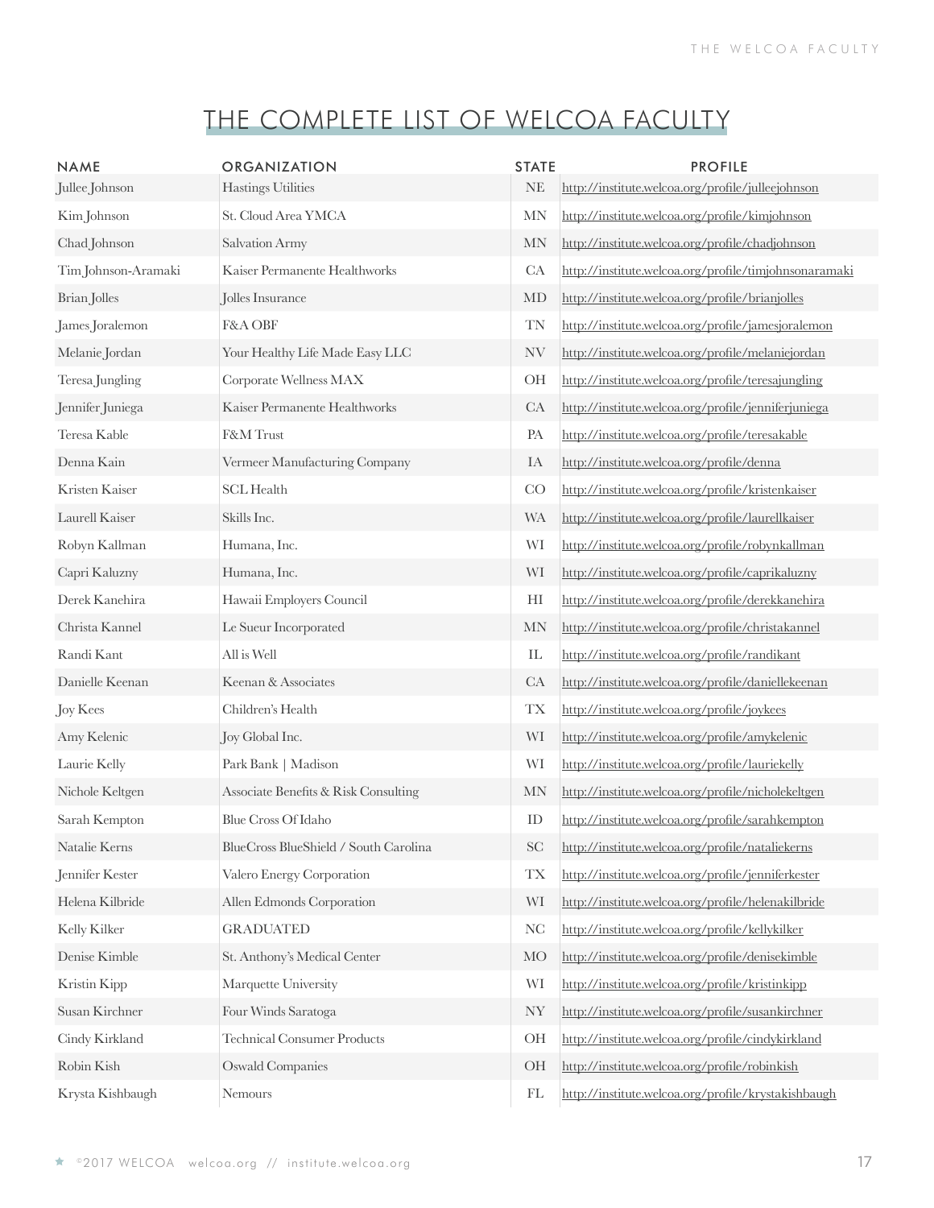# THE COMPLETE LIST OF WELCOA FACULTY

| NAME | ORGANIZATION | STATE | PROFILE |
|---|---|---|---|
| Jullee Johnson | Hastings Utilities | NE | http://institute.welcoa.org/profile/julleejohnson |
| Kim Johnson | St. Cloud Area YMCA | MN | http://institute.welcoa.org/profile/kimjohnson |
| Chad Johnson | Salvation Army | MN | http://institute.welcoa.org/profile/chadjohnson |
| Tim Johnson-Aramaki | Kaiser Permanente Healthworks | CA | http://institute.welcoa.org/profile/timjohnsonaramaki |
| Brian Jolles | Jolles Insurance | MD | http://institute.welcoa.org/profile/brianjolles |
| James Joralemon | F&A OBF | TN | http://institute.welcoa.org/profile/jamesjoralemon |
| Melanie Jordan | Your Healthy Life Made Easy LLC | NV | http://institute.welcoa.org/profile/melaniejordan |
| Teresa Jungling | Corporate Wellness MAX | OH | http://institute.welcoa.org/profile/teresajungling |
| Jennifer Juniega | Kaiser Permanente Healthworks | CA | http://institute.welcoa.org/profile/jenniferjuniega |
| Teresa Kable | F&M Trust | PA | http://institute.welcoa.org/profile/teresakable |
| Denna Kain | Vermeer Manufacturing Company | IA | http://institute.welcoa.org/profile/denna |
| Kristen Kaiser | SCL Health | CO | http://institute.welcoa.org/profile/kristenkaiser |
| Laurell Kaiser | Skills Inc. | WA | http://institute.welcoa.org/profile/laurellkaiser |
| Robyn Kallman | Humana, Inc. | WI | http://institute.welcoa.org/profile/robynkallman |
| Capri Kaluzny | Humana, Inc. | WI | http://institute.welcoa.org/profile/caprikaluzny |
| Derek Kanehira | Hawaii Employers Council | HI | http://institute.welcoa.org/profile/derekkanehira |
| Christa Kannel | Le Sueur Incorporated | MN | http://institute.welcoa.org/profile/christakannel |
| Randi Kant | All is Well | IL | http://institute.welcoa.org/profile/randikant |
| Danielle Keenan | Keenan & Associates | CA | http://institute.welcoa.org/profile/daniellekeenan |
| Joy Kees | Children's Health | TX | http://institute.welcoa.org/profile/joykees |
| Amy Kelenic | Joy Global Inc. | WI | http://institute.welcoa.org/profile/amykelenic |
| Laurie Kelly | Park Bank \| Madison | WI | http://institute.welcoa.org/profile/lauriekelly |
| Nichole Keltgen | Associate Benefits & Risk Consulting | MN | http://institute.welcoa.org/profile/nicholekeltgen |
| Sarah Kempton | Blue Cross Of Idaho | ID | http://institute.welcoa.org/profile/sarahkempton |
| Natalie Kerns | BlueCross BlueShield / South Carolina | SC | http://institute.welcoa.org/profile/nataliekerns |
| Jennifer Kester | Valero Energy Corporation | TX | http://institute.welcoa.org/profile/jenniferkester |
| Helena Kilbride | Allen Edmonds Corporation | WI | http://institute.welcoa.org/profile/helenakilbride |
| Kelly Kilker | GRADUATED | NC | http://institute.welcoa.org/profile/kellykilker |
| Denise Kimble | St. Anthony's Medical Center | MO | http://institute.welcoa.org/profile/denisekimble |
| Kristin Kipp | Marquette University | WI | http://institute.welcoa.org/profile/kristinkipp |
| Susan Kirchner | Four Winds Saratoga | NY | http://institute.welcoa.org/profile/susankirchner |
| Cindy Kirkland | Technical Consumer Products | OH | http://institute.welcoa.org/profile/cindykirkland |
| Robin Kish | Oswald Companies | OH | http://institute.welcoa.org/profile/robinkish |
| Krysta Kishbaugh | Nemours | FL | http://institute.welcoa.org/profile/krystakishbaugh |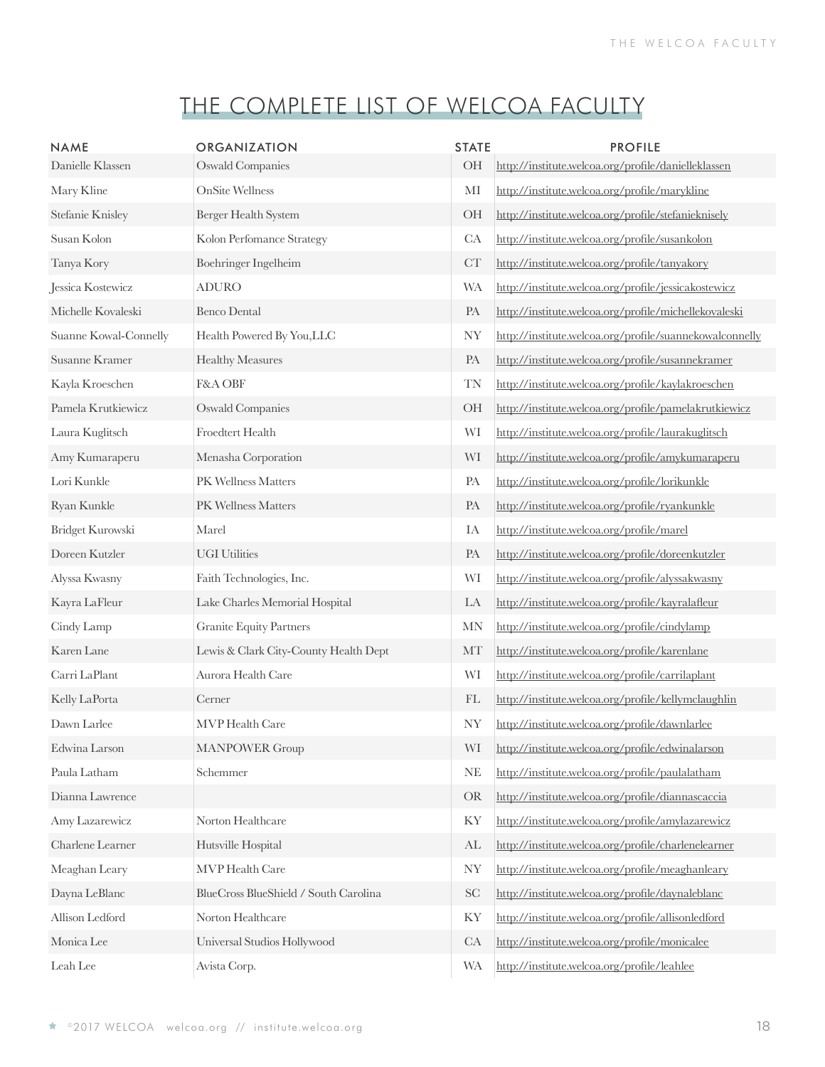# THE COMPLETE LIST OF WELCOA FACULTY

| NAME | ORGANIZATION | STATE | PROFILE |
|---|---|---|---|
| Danielle Klassen | Oswald Companies | OH | http://institute.welcoa.org/profile/danielleklassen |
| Mary Kline | OnSite Wellness | MI | http://institute.welcoa.org/profile/marykline |
| Stefanie Knisley | Berger Health System | OH | http://institute.welcoa.org/profile/stefanieknisely |
| Susan Kolon | Kolon Perfomance Strategy | CA | http://institute.welcoa.org/profile/susankolon |
| Tanya Kory | Boehringer Ingelheim | CT | http://institute.welcoa.org/profile/tanyakory |
| Jessica Kostewicz | ADURO | WA | http://institute.welcoa.org/profile/jessicakostewicz |
| Michelle Kovaleski | Benco Dental | PA | http://institute.welcoa.org/profile/michellekovaleski |
| Suanne Kowal-Connelly | Health Powered By You,LLC | NY | http://institute.welcoa.org/profile/suannekowalconnelly |
| Susanne Kramer | Healthy Measures | PA | http://institute.welcoa.org/profile/susannekramer |
| Kayla Kroeschen | F&A OBF | TN | http://institute.welcoa.org/profile/kaylakroeschen |
| Pamela Krutkiewicz | Oswald Companies | OH | http://institute.welcoa.org/profile/pamelakrutkiewicz |
| Laura Kuglitsch | Froedtert Health | WI | http://institute.welcoa.org/profile/laurakuglitsch |
| Amy Kumaraperu | Menasha Corporation | WI | http://institute.welcoa.org/profile/amykumaraperu |
| Lori Kunkle | PK Wellness Matters | PA | http://institute.welcoa.org/profile/lorikunkle |
| Ryan Kunkle | PK Wellness Matters | PA | http://institute.welcoa.org/profile/ryankunkle |
| Bridget Kurowski | Marel | IA | http://institute.welcoa.org/profile/marel |
| Doreen Kutzler | UGI Utilities | PA | http://institute.welcoa.org/profile/doreenkutzler |
| Alyssa Kwasny | Faith Technologies, Inc. | WI | http://institute.welcoa.org/profile/alyssakwasny |
| Kayra LaFleur | Lake Charles Memorial Hospital | LA | http://institute.welcoa.org/profile/kayralafleur |
| Cindy Lamp | Granite Equity Partners | MN | http://institute.welcoa.org/profile/cindylamp |
| Karen Lane | Lewis & Clark City-County Health Dept | MT | http://institute.welcoa.org/profile/karenlane |
| Carri LaPlant | Aurora Health Care | WI | http://institute.welcoa.org/profile/carrilaplant |
| Kelly LaPorta | Cerner | FL | http://institute.welcoa.org/profile/kellymclaughlin |
| Dawn Larlee | MVP Health Care | NY | http://institute.welcoa.org/profile/dawnlarlee |
| Edwina Larson | MANPOWER Group | WI | http://institute.welcoa.org/profile/edwinalarson |
| Paula Latham | Schemmer | NE | http://institute.welcoa.org/profile/paulalatham |
| Dianna Lawrence | | OR | http://institute.welcoa.org/profile/diannascaccia |
| Amy Lazarewicz | Norton Healthcare | KY | http://institute.welcoa.org/profile/amylazarewicz |
| Charlene Learner | Hutsville Hospital | AL | http://institute.welcoa.org/profile/charlenelearner |
| Meaghan Leary | MVP Health Care | NY | http://institute.welcoa.org/profile/meaghanleary |
| Dayna LeBlanc | BlueCross BlueShield / South Carolina | SC | http://institute.welcoa.org/profile/daynaleblanc |
| Allison Ledford | Norton Healthcare | KY | http://institute.welcoa.org/profile/allisonledford |
| Monica Lee | Universal Studios Hollywood | CA | http://institute.welcoa.org/profile/monicalee |
| Leah Lee | Avista Corp. | WA | http://institute.welcoa.org/profile/leahlee |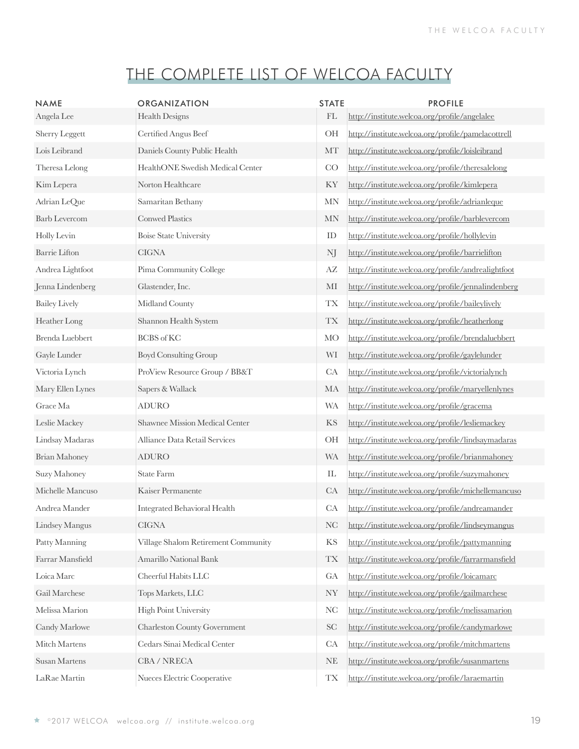# THE COMPLETE LIST OF WELCOA FACULTY

| NAME | ORGANIZATION | STATE | PROFILE |
|---|---|---|---|
| Angela Lee | Health Designs | FL | http://institute.welcoa.org/profile/angelalee |
| Sherry Leggett | Certified Angus Beef | OH | http://institute.welcoa.org/profile/pamelacottrell |
| Lois Leibrand | Daniels County Public Health | MT | http://institute.welcoa.org/profile/loisleibrand |
| Theresa Lelong | HealthONE Swedish Medical Center | CO | http://institute.welcoa.org/profile/theresalelong |
| Kim Lepera | Norton Healthcare | KY | http://institute.welcoa.org/profile/kimlepera |
| Adrian LeQue | Samaritan Bethany | MN | http://institute.welcoa.org/profile/adrianleque |
| Barb Levercom | Conwed Plastics | MN | http://institute.welcoa.org/profile/barblevercom |
| Holly Levin | Boise State University | ID | http://institute.welcoa.org/profile/hollylevin |
| Barrie Lifton | CIGNA | NJ | http://institute.welcoa.org/profile/barrielifton |
| Andrea Lightfoot | Pima Community College | AZ | http://institute.welcoa.org/profile/andrealightfoot |
| Jenna Lindenberg | Glastender, Inc. | MI | http://institute.welcoa.org/profile/jennalindenberg |
| Bailey Lively | Midland County | TX | http://institute.welcoa.org/profile/baileylively |
| Heather Long | Shannon Health System | TX | http://institute.welcoa.org/profile/heatherlong |
| Brenda Luebbert | BCBS of KC | MO | http://institute.welcoa.org/profile/brendaluebbert |
| Gayle Lunder | Boyd Consulting Group | WI | http://institute.welcoa.org/profile/gaylelunder |
| Victoria Lynch | ProView Resource Group / BB&T | CA | http://institute.welcoa.org/profile/victorialynch |
| Mary Ellen Lynes | Sapers & Wallack | MA | http://institute.welcoa.org/profile/maryellenlynes |
| Grace Ma | ADURO | WA | http://institute.welcoa.org/profile/gracema |
| Leslie Mackey | Shawnee Mission Medical Center | KS | http://institute.welcoa.org/profile/lesliemackey |
| Lindsay Madaras | Alliance Data Retail Services | OH | http://institute.welcoa.org/profile/lindsaymadaras |
| Brian Mahoney | ADURO | WA | http://institute.welcoa.org/profile/brianmahoney |
| Suzy Mahoney | State Farm | IL | http://institute.welcoa.org/profile/suzymahoney |
| Michelle Mancuso | Kaiser Permanente | CA | http://institute.welcoa.org/profile/michellemancuso |
| Andrea Mander | Integrated Behavioral Health | CA | http://institute.welcoa.org/profile/andreamander |
| Lindsey Mangus | CIGNA | NC | http://institute.welcoa.org/profile/lindseymangus |
| Patty Manning | Village Shalom Retirement Community | KS | http://institute.welcoa.org/profile/pattymanning |
| Farrar Mansfield | Amarillo National Bank | TX | http://institute.welcoa.org/profile/farrarmansfield |
| Loica Marc | Cheerful Habits LLC | GA | http://institute.welcoa.org/profile/loicamarc |
| Gail Marchese | Tops Markets, LLC | NY | http://institute.welcoa.org/profile/gailmarchese |
| Melissa Marion | High Point University | NC | http://institute.welcoa.org/profile/melissamarion |
| Candy Marlowe | Charleston County Government | SC | http://institute.welcoa.org/profile/candymarlowe |
| Mitch Martens | Cedars Sinai Medical Center | CA | http://institute.welcoa.org/profile/mitchmartens |
| Susan Martens | CBA / NRECA | NE | http://institute.welcoa.org/profile/susanmartens |
| LaRae Martin | Nueces Electric Cooperative | TX | http://institute.welcoa.org/profile/laraemartin |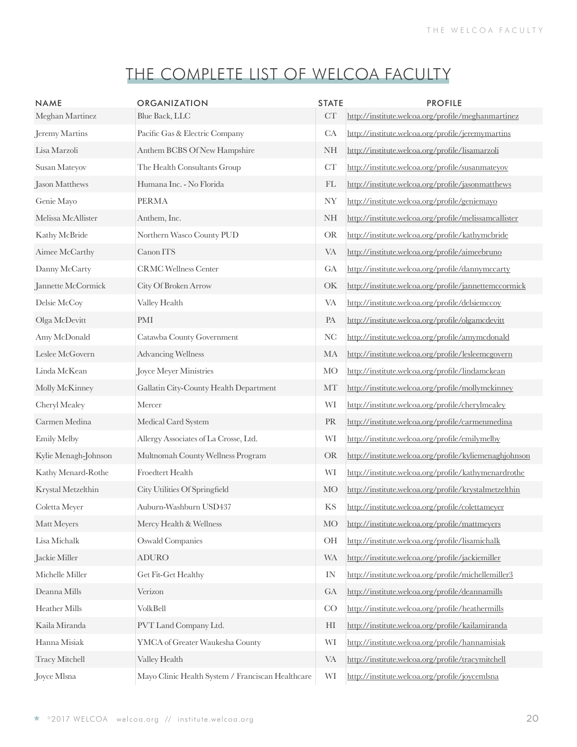# THE COMPLETE LIST OF WELCOA FACULTY

| NAME | ORGANIZATION | STATE | PROFILE |
|---|---|---|---|
| Meghan Martinez | Blue Back, LLC | CT | http://institute.welcoa.org/profile/meghanmartinez |
| Jeremy Martins | Pacific Gas & Electric Company | CA | http://institute.welcoa.org/profile/jeremymartins |
| Lisa Marzoli | Anthem BCBS Of New Hampshire | NH | http://institute.welcoa.org/profile/lisamarzoli |
| Susan Mateyov | The Health Consultants Group | CT | http://institute.welcoa.org/profile/susanmateyov |
| Jason Matthews | Humana Inc. - No Florida | FL | http://institute.welcoa.org/profile/jasonmatthews |
| Genie Mayo | PERMA | NY | http://institute.welcoa.org/profile/geniemayo |
| Melissa McAllister | Anthem, Inc. | NH | http://institute.welcoa.org/profile/melissamcallister |
| Kathy McBride | Northern Wasco County PUD | OR | http://institute.welcoa.org/profile/kathymcbride |
| Aimee McCarthy | Canon ITS | VA | http://institute.welcoa.org/profile/aimeebruno |
| Danny McCarty | CRMC Wellness Center | GA | http://institute.welcoa.org/profile/dannymccarty |
| Jannette McCormick | City Of Broken Arrow | OK | http://institute.welcoa.org/profile/jannettemccormick |
| Delsie McCoy | Valley Health | VA | http://institute.welcoa.org/profile/delsiemccoy |
| Olga McDevitt | PMI | PA | http://institute.welcoa.org/profile/olgamcdevitt |
| Amy McDonald | Catawba County Government | NC | http://institute.welcoa.org/profile/amymcdonald |
| Leslee McGovern | Advancing Wellness | MA | http://institute.welcoa.org/profile/lesleemcgovern |
| Linda McKean | Joyce Meyer Ministries | MO | http://institute.welcoa.org/profile/lindamckean |
| Molly McKinney | Gallatin City-County Health Department | MT | http://institute.welcoa.org/profile/mollymckinney |
| Cheryl Mealey | Mercer | WI | http://institute.welcoa.org/profile/cherylmealey |
| Carmen Medina | Medical Card System | PR | http://institute.welcoa.org/profile/carmenmedina |
| Emily Melby | Allergy Associates of La Crosse, Ltd. | WI | http://institute.welcoa.org/profile/emilymelby |
| Kylie Menagh-Johnson | Multnomah County Wellness Program | OR | http://institute.welcoa.org/profile/kyliemenaghjohnson |
| Kathy Menard-Rothe | Froedtert Health | WI | http://institute.welcoa.org/profile/kathymenardrothe |
| Krystal Metzelthin | City Utilities Of Springfield | MO | http://institute.welcoa.org/profile/krystalmetzelthin |
| Coletta Meyer | Auburn-Washburn USD437 | KS | http://institute.welcoa.org/profile/colettameyer |
| Matt Meyers | Mercy Health & Wellness | MO | http://institute.welcoa.org/profile/mattmeyers |
| Lisa Michalk | Oswald Companies | OH | http://institute.welcoa.org/profile/lisamichalk |
| Jackie Miller | ADURO | WA | http://institute.welcoa.org/profile/jackiemiller |
| Michelle Miller | Get Fit-Get Healthy | IN | http://institute.welcoa.org/profile/michellemiller3 |
| Deanna Mills | Verizon | GA | http://institute.welcoa.org/profile/deannamills |
| Heather Mills | VolkBell | CO | http://institute.welcoa.org/profile/heathermills |
| Kaila Miranda | PVT Land Company Ltd. | HI | http://institute.welcoa.org/profile/kailamiranda |
| Hanna Misiak | YMCA of Greater Waukesha County | WI | http://institute.welcoa.org/profile/hannamisiak |
| Tracy Mitchell | Valley Health | VA | http://institute.welcoa.org/profile/tracymitchell |
| Joyce Mlsna | Mayo Clinic Health System / Franciscan Healthcare | WI | http://institute.welcoa.org/profile/joycemlsna |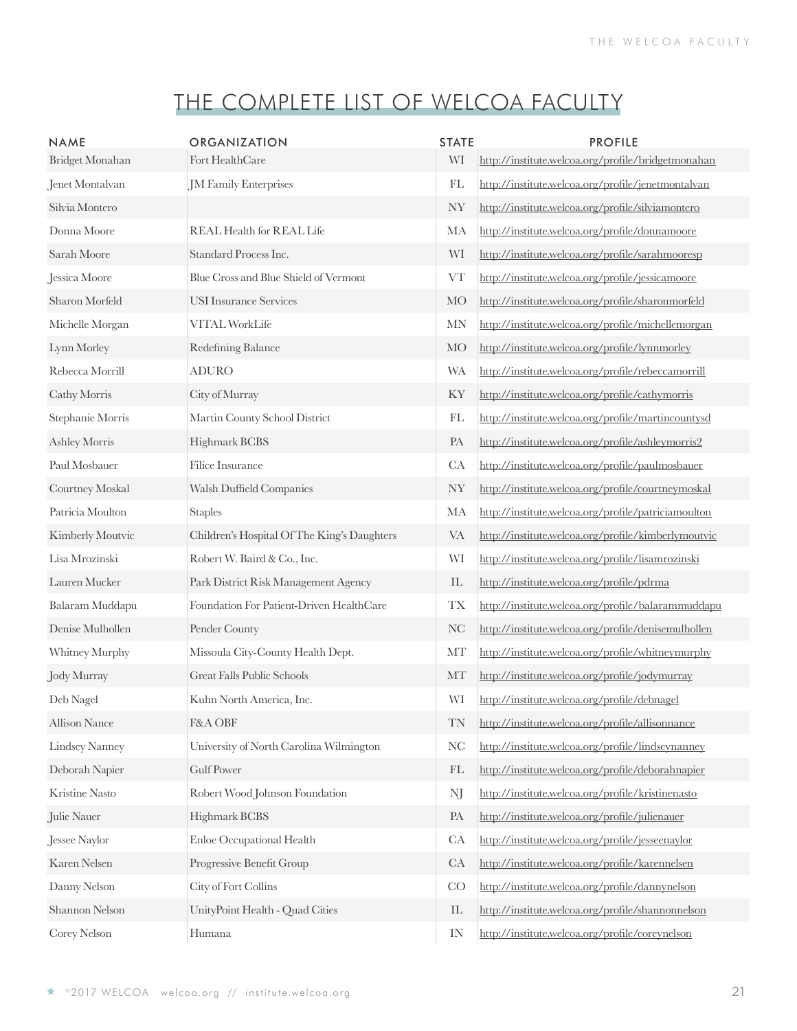# THE COMPLETE LIST OF WELCOA FACULTY

| NAME | ORGANIZATION | STATE | PROFILE |
|---|---|---|---|
| Bridget Monahan | Fort HealthCare | WI | http://institute.welcoa.org/profile/bridgetmonahan |
| Jenet Montalvan | JM Family Enterprises | FL | http://institute.welcoa.org/profile/jenetmontalvan |
| Silvia Montero | | NY | http://institute.welcoa.org/profile/silviamontero |
| Donna Moore | REAL Health for REAL Life | MA | http://institute.welcoa.org/profile/donnamoore |
| Sarah Moore | Standard Process Inc. | WI | http://institute.welcoa.org/profile/sarahmooresp |
| Jessica Moore | Blue Cross and Blue Shield of Vermont | VT | http://institute.welcoa.org/profile/jessicamoore |
| Sharon Morfeld | USI Insurance Services | MO | http://institute.welcoa.org/profile/sharonmorfeld |
| Michelle Morgan | VITAL WorkLife | MN | http://institute.welcoa.org/profile/michellemorgan |
| Lynn Morley | Redefining Balance | MO | http://institute.welcoa.org/profile/lynnmorley |
| Rebecca Morrill | ADURO | WA | http://institute.welcoa.org/profile/rebeccamorrill |
| Cathy Morris | City of Murray | KY | http://institute.welcoa.org/profile/cathymorris |
| Stephanie Morris | Martin County School District | FL | http://institute.welcoa.org/profile/martincountysd |
| Ashley Morris | Highmark BCBS | PA | http://institute.welcoa.org/profile/ashleymorris2 |
| Paul Mosbauer | Filice Insurance | CA | http://institute.welcoa.org/profile/paulmosbauer |
| Courtney Moskal | Walsh Duffield Companies | NY | http://institute.welcoa.org/profile/courtneymoskal |
| Patricia Moulton | Staples | MA | http://institute.welcoa.org/profile/patriciamoulton |
| Kimberly Moutvic | Children's Hospital Of The King's Daughters | VA | http://institute.welcoa.org/profile/kimberlymoutvic |
| Lisa Mrozinski | Robert W. Baird & Co., Inc. | WI | http://institute.welcoa.org/profile/lisamrozinski |
| Lauren Mucker | Park District Risk Management Agency | IL | http://institute.welcoa.org/profile/pdrma |
| Balaram Muddapu | Foundation For Patient-Driven HealthCare | TX | http://institute.welcoa.org/profile/balarammuddapu |
| Denise Mulhollen | Pender County | NC | http://institute.welcoa.org/profile/denisemulhollen |
| Whitney Murphy | Missoula City-County Health Dept. | MT | http://institute.welcoa.org/profile/whitneymurphy |
| Jody Murray | Great Falls Public Schools | MT | http://institute.welcoa.org/profile/jodymurray |
| Deb Nagel | Kuhn North America, Inc. | WI | http://institute.welcoa.org/profile/debnagel |
| Allison Nance | F&A OBF | TN | http://institute.welcoa.org/profile/allisonnance |
| Lindsey Nanney | University of North Carolina Wilmington | NC | http://institute.welcoa.org/profile/lindseynanney |
| Deborah Napier | Gulf Power | FL | http://institute.welcoa.org/profile/deborahnapier |
| Kristine Nasto | Robert Wood Johnson Foundation | NJ | http://institute.welcoa.org/profile/kristinenasto |
| Julie Nauer | Highmark BCBS | PA | http://institute.welcoa.org/profile/julienauer |
| Jessee Naylor | Enloe Occupational Health | CA | http://institute.welcoa.org/profile/jesseenaylor |
| Karen Nelsen | Progressive Benefit Group | CA | http://institute.welcoa.org/profile/karennelsen |
| Danny Nelson | City of Fort Collins | CO | http://institute.welcoa.org/profile/dannynelson |
| Shannon Nelson | UnityPoint Health - Quad Cities | IL | http://institute.welcoa.org/profile/shannonnelson |
| Corey Nelson | Humana | IN | http://institute.welcoa.org/profile/coreynelson |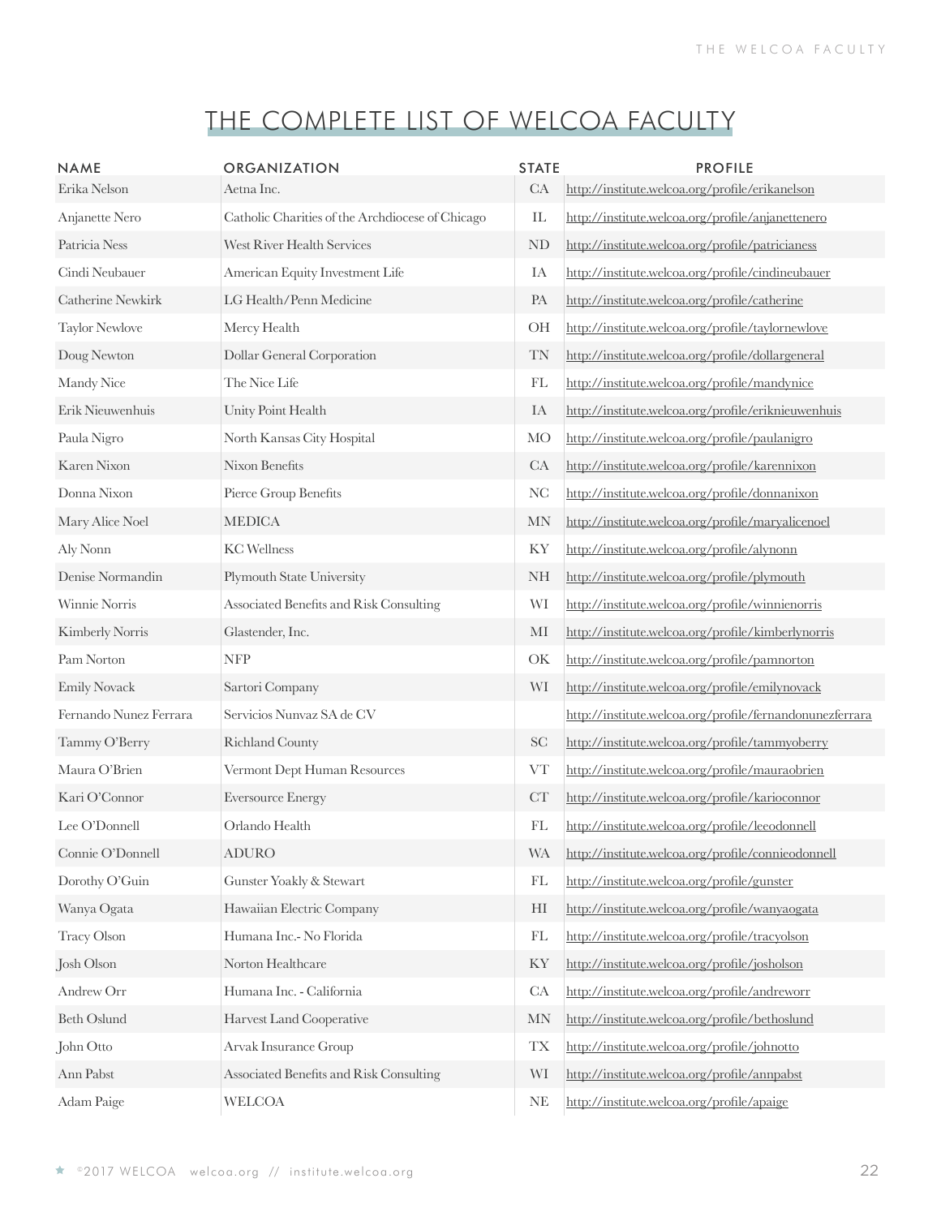# THE COMPLETE LIST OF WELCOA FACULTY

| NAME | ORGANIZATION | STATE | PROFILE |
|---|---|---|---|
| Erika Nelson | Aetna Inc. | CA | http://institute.welcoa.org/profile/erikanelson |
| Anjanette Nero | Catholic Charities of the Archdiocese of Chicago | IL | http://institute.welcoa.org/profile/anjanettenero |
| Patricia Ness | West River Health Services | ND | http://institute.welcoa.org/profile/patricianess |
| Cindi Neubauer | American Equity Investment Life | IA | http://institute.welcoa.org/profile/cindineubauer |
| Catherine Newkirk | LG Health/Penn Medicine | PA | http://institute.welcoa.org/profile/catherine |
| Taylor Newlove | Mercy Health | OH | http://institute.welcoa.org/profile/taylornewlove |
| Doug Newton | Dollar General Corporation | TN | http://institute.welcoa.org/profile/dollargeneral |
| Mandy Nice | The Nice Life | FL | http://institute.welcoa.org/profile/mandynice |
| Erik Nieuwenhuis | Unity Point Health | IA | http://institute.welcoa.org/profile/eriknieuwenhuis |
| Paula Nigro | North Kansas City Hospital | MO | http://institute.welcoa.org/profile/paulanigro |
| Karen Nixon | Nixon Benefits | CA | http://institute.welcoa.org/profile/karennixon |
| Donna Nixon | Pierce Group Benefits | NC | http://institute.welcoa.org/profile/donnanixon |
| Mary Alice Noel | MEDICA | MN | http://institute.welcoa.org/profile/maryalicenoel |
| Aly Nonn | KC Wellness | KY | http://institute.welcoa.org/profile/alynonn |
| Denise Normandin | Plymouth State University | NH | http://institute.welcoa.org/profile/plymouth |
| Winnie Norris | Associated Benefits and Risk Consulting | WI | http://institute.welcoa.org/profile/winnienorris |
| Kimberly Norris | Glastender, Inc. | MI | http://institute.welcoa.org/profile/kimberlynorris |
| Pam Norton | NFP | OK | http://institute.welcoa.org/profile/pamnorton |
| Emily Novack | Sartori Company | WI | http://institute.welcoa.org/profile/emilynovack |
| Fernando Nunez Ferrara | Servicios Nunvaz SA de CV | | http://institute.welcoa.org/profile/fernandonunezferrara |
| Tammy O'Berry | Richland County | SC | http://institute.welcoa.org/profile/tammyoberry |
| Maura O'Brien | Vermont Dept Human Resources | VT | http://institute.welcoa.org/profile/mauraobrien |
| Kari O'Connor | Eversource Energy | CT | http://institute.welcoa.org/profile/karioconnor |
| Lee O'Donnell | Orlando Health | FL | http://institute.welcoa.org/profile/leeodonnell |
| Connie O'Donnell | ADURO | WA | http://institute.welcoa.org/profile/connieodonnell |
| Dorothy O'Guin | Gunster Yoakly & Stewart | FL | http://institute.welcoa.org/profile/gunster |
| Wanya Ogata | Hawaiian Electric Company | HI | http://institute.welcoa.org/profile/wanyaogata |
| Tracy Olson | Humana Inc.- No Florida | FL | http://institute.welcoa.org/profile/tracyolson |
| Josh Olson | Norton Healthcare | KY | http://institute.welcoa.org/profile/josholson |
| Andrew Orr | Humana Inc. - California | CA | http://institute.welcoa.org/profile/andreworr |
| Beth Oslund | Harvest Land Cooperative | MN | http://institute.welcoa.org/profile/bethoslund |
| John Otto | Arvak Insurance Group | TX | http://institute.welcoa.org/profile/johnotto |
| Ann Pabst | Associated Benefits and Risk Consulting | WI | http://institute.welcoa.org/profile/annpabst |
| Adam Paige | WELCOA | NE | http://institute.welcoa.org/profile/apaige |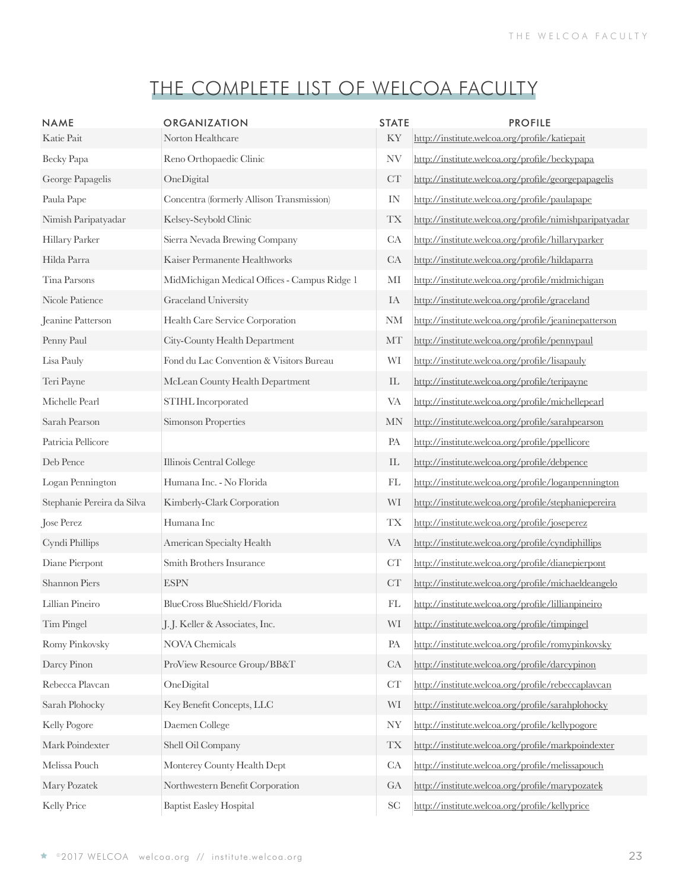# THE COMPLETE LIST OF WELCOA FACULTY

| NAME | ORGANIZATION | STATE | PROFILE |
|---|---|---|---|
| Katie Pait | Norton Healthcare | KY | http://institute.welcoa.org/profile/katiepait |
| Becky Papa | Reno Orthopaedic Clinic | NV | http://institute.welcoa.org/profile/beckypapa |
| George Papagelis | OneDigital | CT | http://institute.welcoa.org/profile/georgepapagelis |
| Paula Pape | Concentra (formerly Allison Transmission) | IN | http://institute.welcoa.org/profile/paulapape |
| Nimish Paripatyadar | Kelsey-Seybold Clinic | TX | http://institute.welcoa.org/profile/nimishparipatyadar |
| Hillary Parker | Sierra Nevada Brewing Company | CA | http://institute.welcoa.org/profile/hillaryparker |
| Hilda Parra | Kaiser Permanente Healthworks | CA | http://institute.welcoa.org/profile/hildaparra |
| Tina Parsons | MidMichigan Medical Offices - Campus Ridge 1 | MI | http://institute.welcoa.org/profile/midmichigan |
| Nicole Patience | Graceland University | IA | http://institute.welcoa.org/profile/graceland |
| Jeanine Patterson | Health Care Service Corporation | NM | http://institute.welcoa.org/profile/jeaninepatterson |
| Penny Paul | City-County Health Department | MT | http://institute.welcoa.org/profile/pennypaul |
| Lisa Pauly | Fond du Lac Convention & Visitors Bureau | WI | http://institute.welcoa.org/profile/lisapauly |
| Teri Payne | McLean County Health Department | IL | http://institute.welcoa.org/profile/teripayne |
| Michelle Pearl | STIHL Incorporated | VA | http://institute.welcoa.org/profile/michellepearl |
| Sarah Pearson | Simonson Properties | MN | http://institute.welcoa.org/profile/sarahpearson |
| Patricia Pellicore | | PA | http://institute.welcoa.org/profile/ppellicore |
| Deb Pence | Illinois Central College | IL | http://institute.welcoa.org/profile/debpence |
| Logan Pennington | Humana Inc. - No Florida | FL | http://institute.welcoa.org/profile/loganpennington |
| Stephanie Pereira da Silva | Kimberly-Clark Corporation | WI | http://institute.welcoa.org/profile/stephaniepereira |
| Jose Perez | Humana Inc | TX | http://institute.welcoa.org/profile/joseperez |
| Cyndi Phillips | American Specialty Health | VA | http://institute.welcoa.org/profile/cyndiphillips |
| Diane Pierpont | Smith Brothers Insurance | CT | http://institute.welcoa.org/profile/dianepierpont |
| Shannon Piers | ESPN | CT | http://institute.welcoa.org/profile/michaeldeangelo |
| Lillian Pineiro | BlueCross BlueShield/Florida | FL | http://institute.welcoa.org/profile/lillianpineiro |
| Tim Pingel | J. J. Keller & Associates, Inc. | WI | http://institute.welcoa.org/profile/timpingel |
| Romy Pinkovsky | NOVA Chemicals | PA | http://institute.welcoa.org/profile/romypinkovsky |
| Darcy Pinon | ProView Resource Group/BB&T | CA | http://institute.welcoa.org/profile/darcypinon |
| Rebecca Plavcan | OneDigital | CT | http://institute.welcoa.org/profile/rebeccaplavcan |
| Sarah Plohocky | Key Benefit Concepts, LLC | WI | http://institute.welcoa.org/profile/sarahplohocky |
| Kelly Pogore | Daemen College | NY | http://institute.welcoa.org/profile/kellypogore |
| Mark Poindexter | Shell Oil Company | TX | http://institute.welcoa.org/profile/markpoindexter |
| Melissa Pouch | Monterey County Health Dept | CA | http://institute.welcoa.org/profile/melissapouch |
| Mary Pozatek | Northwestern Benefit Corporation | GA | http://institute.welcoa.org/profile/marypozatek |
| Kelly Price | Baptist Easley Hospital | SC | http://institute.welcoa.org/profile/kellyprice |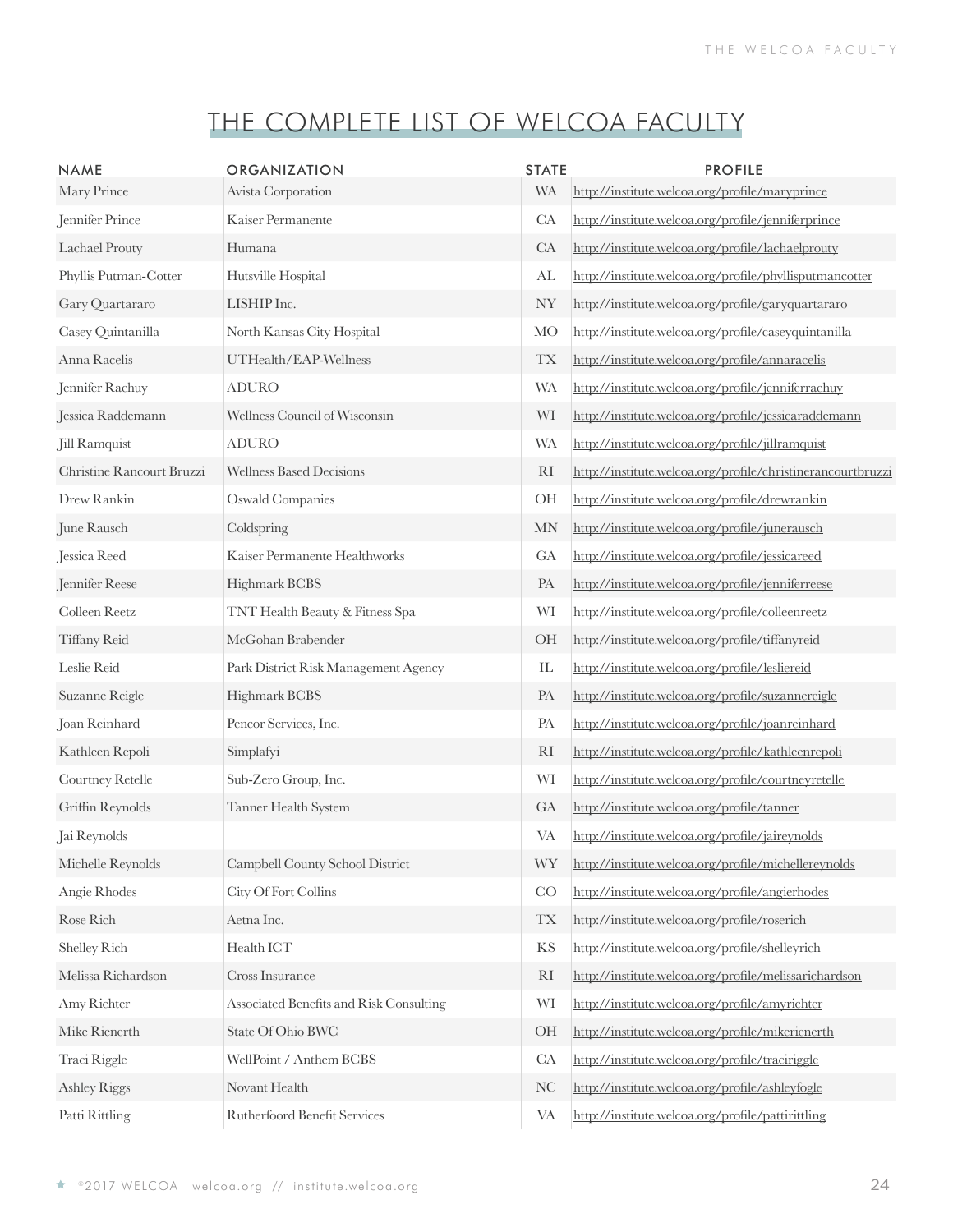# THE COMPLETE LIST OF WELCOA FACULTY

| NAME | ORGANIZATION | STATE | PROFILE |
|---|---|---|---|
| Mary Prince | Avista Corporation | WA | http://institute.welcoa.org/profile/maryprince |
| Jennifer Prince | Kaiser Permanente | CA | http://institute.welcoa.org/profile/jenniferprince |
| Lachael Prouty | Humana | CA | http://institute.welcoa.org/profile/lachaelprouty |
| Phyllis Putman-Cotter | Hutsville Hospital | AL | http://institute.welcoa.org/profile/phyllisputmancotter |
| Gary Quartararo | LISHIP Inc. | NY | http://institute.welcoa.org/profile/garyquartararo |
| Casey Quintanilla | North Kansas City Hospital | MO | http://institute.welcoa.org/profile/caseyquintanilla |
| Anna Racelis | UTHealth/EAP-Wellness | TX | http://institute.welcoa.org/profile/annaracelis |
| Jennifer Rachuy | ADURO | WA | http://institute.welcoa.org/profile/jenniferrachuy |
| Jessica Raddemann | Wellness Council of Wisconsin | WI | http://institute.welcoa.org/profile/jessicaraddemann |
| Jill Ramquist | ADURO | WA | http://institute.welcoa.org/profile/jillramquist |
| Christine Rancourt Bruzzi | Wellness Based Decisions | RI | http://institute.welcoa.org/profile/christinerancourtbruzzi |
| Drew Rankin | Oswald Companies | OH | http://institute.welcoa.org/profile/drewrankin |
| June Rausch | Coldspring | MN | http://institute.welcoa.org/profile/junerausch |
| Jessica Reed | Kaiser Permanente Healthworks | GA | http://institute.welcoa.org/profile/jessicareed |
| Jennifer Reese | Highmark BCBS | PA | http://institute.welcoa.org/profile/jenniferreese |
| Colleen Reetz | TNT Health Beauty & Fitness Spa | WI | http://institute.welcoa.org/profile/colleenreetz |
| Tiffany Reid | McGohan Brabender | OH | http://institute.welcoa.org/profile/tiffanyreid |
| Leslie Reid | Park District Risk Management Agency | IL | http://institute.welcoa.org/profile/lesliereid |
| Suzanne Reigle | Highmark BCBS | PA | http://institute.welcoa.org/profile/suzannereigle |
| Joan Reinhard | Pencor Services, Inc. | PA | http://institute.welcoa.org/profile/joanreinhard |
| Kathleen Repoli | Simplafyi | RI | http://institute.welcoa.org/profile/kathleenrepoli |
| Courtney Retelle | Sub-Zero Group, Inc. | WI | http://institute.welcoa.org/profile/courtneyretelle |
| Griffin Reynolds | Tanner Health System | GA | http://institute.welcoa.org/profile/tanner |
| Jai Reynolds | | VA | http://institute.welcoa.org/profile/jaireynolds |
| Michelle Reynolds | Campbell County School District | WY | http://institute.welcoa.org/profile/michellereynolds |
| Angie Rhodes | City Of Fort Collins | CO | http://institute.welcoa.org/profile/angierhodes |
| Rose Rich | Aetna Inc. | TX | http://institute.welcoa.org/profile/roserich |
| Shelley Rich | Health ICT | KS | http://institute.welcoa.org/profile/shelleyrich |
| Melissa Richardson | Cross Insurance | RI | http://institute.welcoa.org/profile/melissarichardson |
| Amy Richter | Associated Benefits and Risk Consulting | WI | http://institute.welcoa.org/profile/amyrichter |
| Mike Rienerth | State Of Ohio BWC | OH | http://institute.welcoa.org/profile/mikerienerth |
| Traci Riggle | WellPoint / Anthem BCBS | CA | http://institute.welcoa.org/profile/traciriggle |
| Ashley Riggs | Novant Health | NC | http://institute.welcoa.org/profile/ashleyfogle |
| Patti Rittling | Rutherfoord Benefit Services | VA | http://institute.welcoa.org/profile/pattirittling |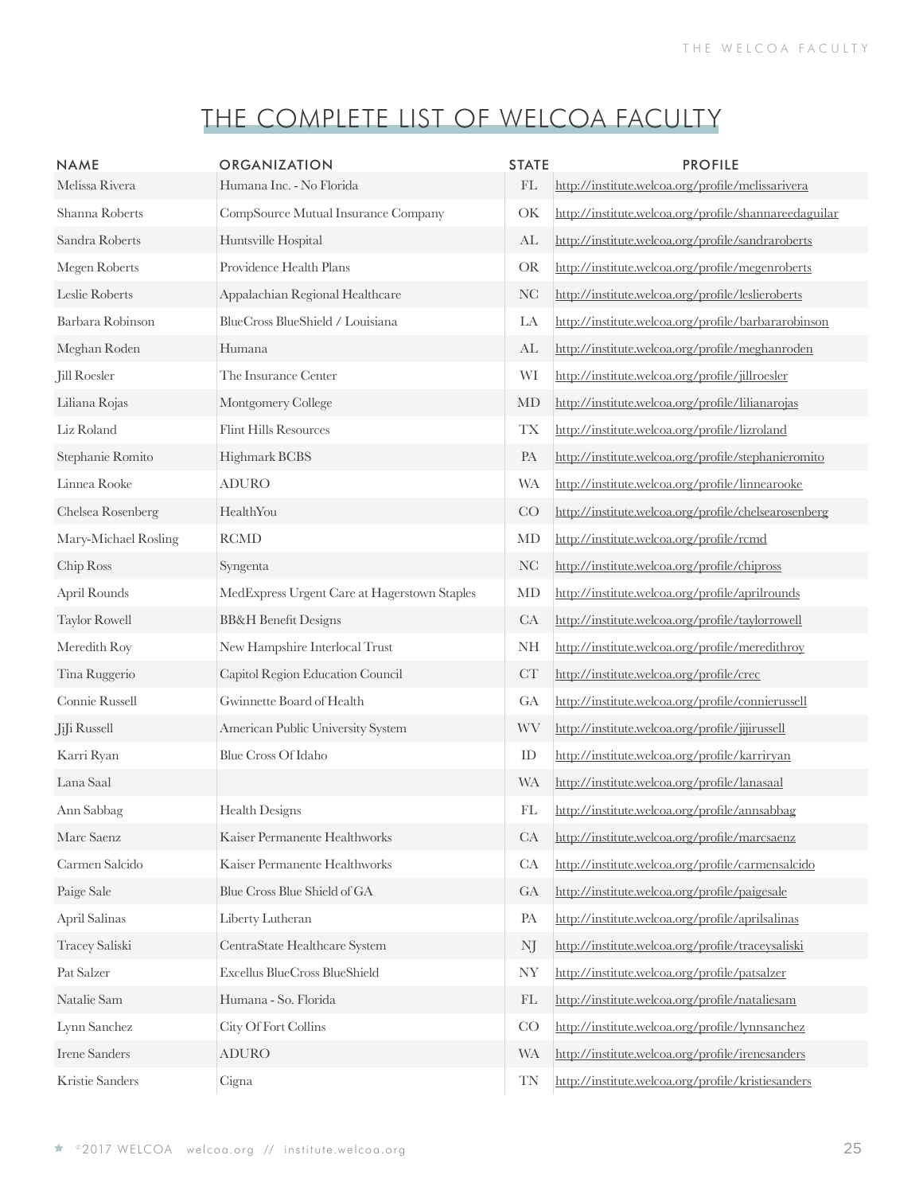# THE COMPLETE LIST OF WELCOA FACULTY

| NAME | ORGANIZATION | STATE | PROFILE |
|---|---|---|---|
| Melissa Rivera | Humana Inc. - No Florida | FL | http://institute.welcoa.org/profile/melissarivera |
| Shanna Roberts | CompSource Mutual Insurance Company | OK | http://institute.welcoa.org/profile/shannareedaguilar |
| Sandra Roberts | Huntsville Hospital | AL | http://institute.welcoa.org/profile/sandraroberts |
| Megen Roberts | Providence Health Plans | OR | http://institute.welcoa.org/profile/megenroberts |
| Leslie Roberts | Appalachian Regional Healthcare | NC | http://institute.welcoa.org/profile/leslieroberts |
| Barbara Robinson | BlueCross BlueShield / Louisiana | LA | http://institute.welcoa.org/profile/barbararobinson |
| Meghan Roden | Humana | AL | http://institute.welcoa.org/profile/meghanroden |
| Jill Roesler | The Insurance Center | WI | http://institute.welcoa.org/profile/jillroesler |
| Liliana Rojas | Montgomery College | MD | http://institute.welcoa.org/profile/lilianarojas |
| Liz Roland | Flint Hills Resources | TX | http://institute.welcoa.org/profile/lizroland |
| Stephanie Romito | Highmark BCBS | PA | http://institute.welcoa.org/profile/stephanieromito |
| Linnea Rooke | ADURO | WA | http://institute.welcoa.org/profile/linnearooke |
| Chelsea Rosenberg | HealthYou | CO | http://institute.welcoa.org/profile/chelsearosenberg |
| Mary-Michael Rosling | RCMD | MD | http://institute.welcoa.org/profile/rcmd |
| Chip Ross | Syngenta | NC | http://institute.welcoa.org/profile/chipross |
| April Rounds | MedExpress Urgent Care at Hagerstown Staples | MD | http://institute.welcoa.org/profile/aprilrounds |
| Taylor Rowell | BB&H Benefit Designs | CA | http://institute.welcoa.org/profile/taylorrowell |
| Meredith Roy | New Hampshire Interlocal Trust | NH | http://institute.welcoa.org/profile/meredithroy |
| Tina Ruggerio | Capitol Region Education Council | CT | http://institute.welcoa.org/profile/crec |
| Connie Russell | Gwinnette Board of Health | GA | http://institute.welcoa.org/profile/connierussell |
| JiJi Russell | American Public University System | WV | http://institute.welcoa.org/profile/jijirussell |
| Karri Ryan | Blue Cross Of Idaho | ID | http://institute.welcoa.org/profile/karriryan |
| Lana Saal | | WA | http://institute.welcoa.org/profile/lanasaal |
| Ann Sabbag | Health Designs | FL | http://institute.welcoa.org/profile/annsabbag |
| Marc Saenz | Kaiser Permanente Healthworks | CA | http://institute.welcoa.org/profile/marcsaenz |
| Carmen Salcido | Kaiser Permanente Healthworks | CA | http://institute.welcoa.org/profile/carmensalcido |
| Paige Sale | Blue Cross Blue Shield of GA | GA | http://institute.welcoa.org/profile/paigesale |
| April Salinas | Liberty Lutheran | PA | http://institute.welcoa.org/profile/aprilsalinas |
| Tracey Saliski | CentraState Healthcare System | NJ | http://institute.welcoa.org/profile/traceysaliski |
| Pat Salzer | Excellus BlueCross BlueShield | NY | http://institute.welcoa.org/profile/patsalzer |
| Natalie Sam | Humana - So. Florida | FL | http://institute.welcoa.org/profile/nataliesam |
| Lynn Sanchez | City Of Fort Collins | CO | http://institute.welcoa.org/profile/lynnsanchez |
| Irene Sanders | ADURO | WA | http://institute.welcoa.org/profile/irenesanders |
| Kristie Sanders | Cigna | TN | http://institute.welcoa.org/profile/kristiesanders |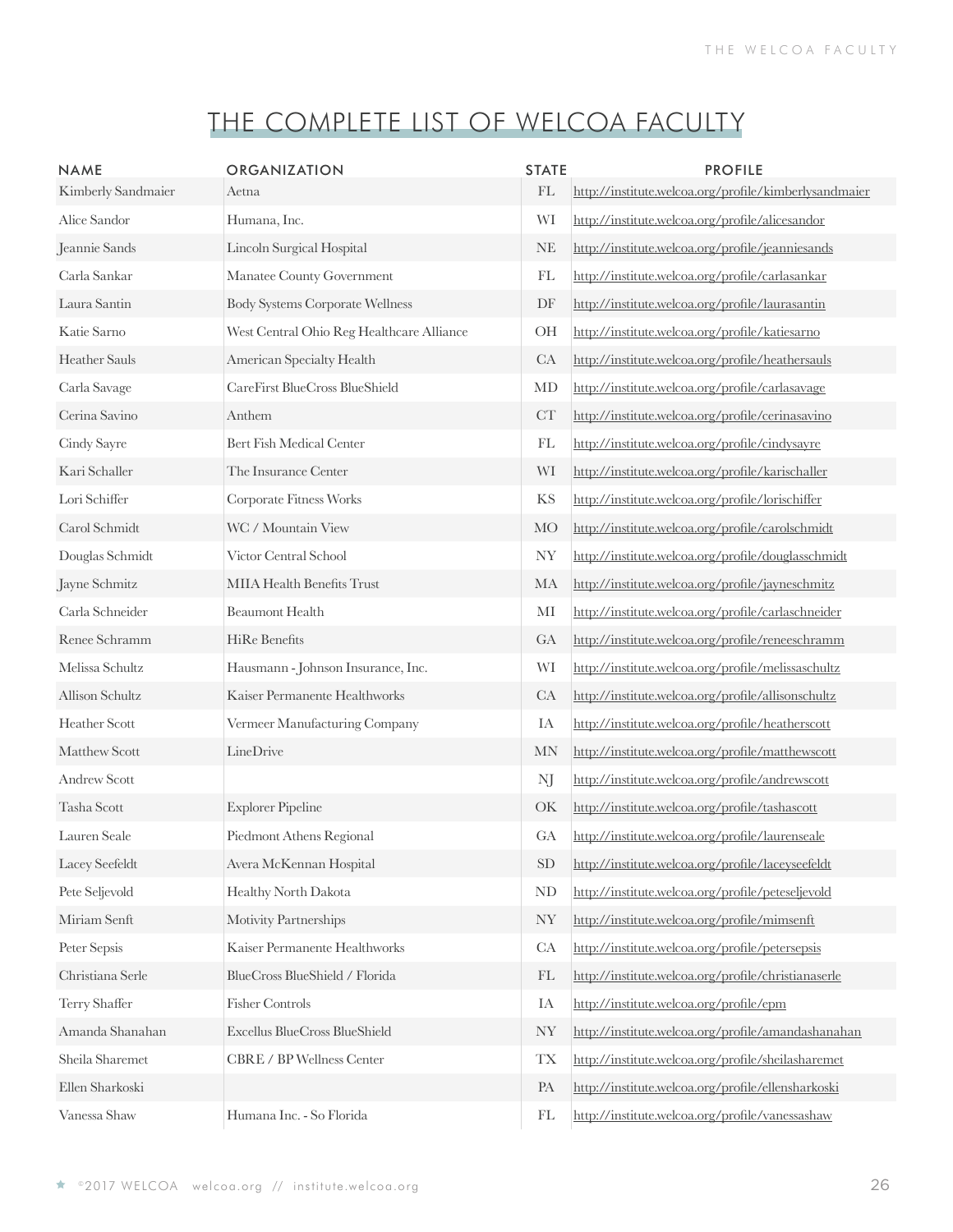# THE COMPLETE LIST OF WELCOA FACULTY

| NAME | ORGANIZATION | STATE | PROFILE |
|---|---|---|---|
| Kimberly Sandmaier | Aetna | FL | http://institute.welcoa.org/profile/kimberlysandmaier |
| Alice Sandor | Humana, Inc. | WI | http://institute.welcoa.org/profile/alicesandor |
| Jeannie Sands | Lincoln Surgical Hospital | NE | http://institute.welcoa.org/profile/jeanniesands |
| Carla Sankar | Manatee County Government | FL | http://institute.welcoa.org/profile/carlasankar |
| Laura Santin | Body Systems Corporate Wellness | DF | http://institute.welcoa.org/profile/laurasantin |
| Katie Sarno | West Central Ohio Reg Healthcare Alliance | OH | http://institute.welcoa.org/profile/katiesarno |
| Heather Sauls | American Specialty Health | CA | http://institute.welcoa.org/profile/heathersauls |
| Carla Savage | CareFirst BlueCross BlueShield | MD | http://institute.welcoa.org/profile/carlasavage |
| Cerina Savino | Anthem | CT | http://institute.welcoa.org/profile/cerinasavino |
| Cindy Sayre | Bert Fish Medical Center | FL | http://institute.welcoa.org/profile/cindysayre |
| Kari Schaller | The Insurance Center | WI | http://institute.welcoa.org/profile/karischaller |
| Lori Schiffer | Corporate Fitness Works | KS | http://institute.welcoa.org/profile/lorischiffer |
| Carol Schmidt | WC / Mountain View | MO | http://institute.welcoa.org/profile/carolschmidt |
| Douglas Schmidt | Victor Central School | NY | http://institute.welcoa.org/profile/douglasschmidt |
| Jayne Schmitz | MIIA Health Benefits Trust | MA | http://institute.welcoa.org/profile/jayneschmitz |
| Carla Schneider | Beaumont Health | MI | http://institute.welcoa.org/profile/carlaschneider |
| Renee Schramm | HiRe Benefits | GA | http://institute.welcoa.org/profile/reneeschramm |
| Melissa Schultz | Hausmann - Johnson Insurance, Inc. | WI | http://institute.welcoa.org/profile/melissaschultz |
| Allison Schultz | Kaiser Permanente Healthworks | CA | http://institute.welcoa.org/profile/allisonschultz |
| Heather Scott | Vermeer Manufacturing Company | IA | http://institute.welcoa.org/profile/heatherscott |
| Matthew Scott | LineDrive | MN | http://institute.welcoa.org/profile/matthewscott |
| Andrew Scott | | NJ | http://institute.welcoa.org/profile/andrewscott |
| Tasha Scott | Explorer Pipeline | OK | http://institute.welcoa.org/profile/tashascott |
| Lauren Seale | Piedmont Athens Regional | GA | http://institute.welcoa.org/profile/laurenseale |
| Lacey Seefeldt | Avera McKennan Hospital | SD | http://institute.welcoa.org/profile/laceyseefeldt |
| Pete Seljevold | Healthy North Dakota | ND | http://institute.welcoa.org/profile/peteseljevold |
| Miriam Senft | Motivity Partnerships | NY | http://institute.welcoa.org/profile/mimsenft |
| Peter Sepsis | Kaiser Permanente Healthworks | CA | http://institute.welcoa.org/profile/petersepsis |
| Christiana Serle | BlueCross BlueShield / Florida | FL | http://institute.welcoa.org/profile/christianaserle |
| Terry Shaffer | Fisher Controls | IA | http://institute.welcoa.org/profile/epm |
| Amanda Shanahan | Excellus BlueCross BlueShield | NY | http://institute.welcoa.org/profile/amandashanahan |
| Sheila Sharemet | CBRE / BP Wellness Center | TX | http://institute.welcoa.org/profile/sheilasharemet |
| Ellen Sharkoski | | PA | http://institute.welcoa.org/profile/ellensharkoski |
| Vanessa Shaw | Humana Inc. - So Florida | FL | http://institute.welcoa.org/profile/vanessashaw |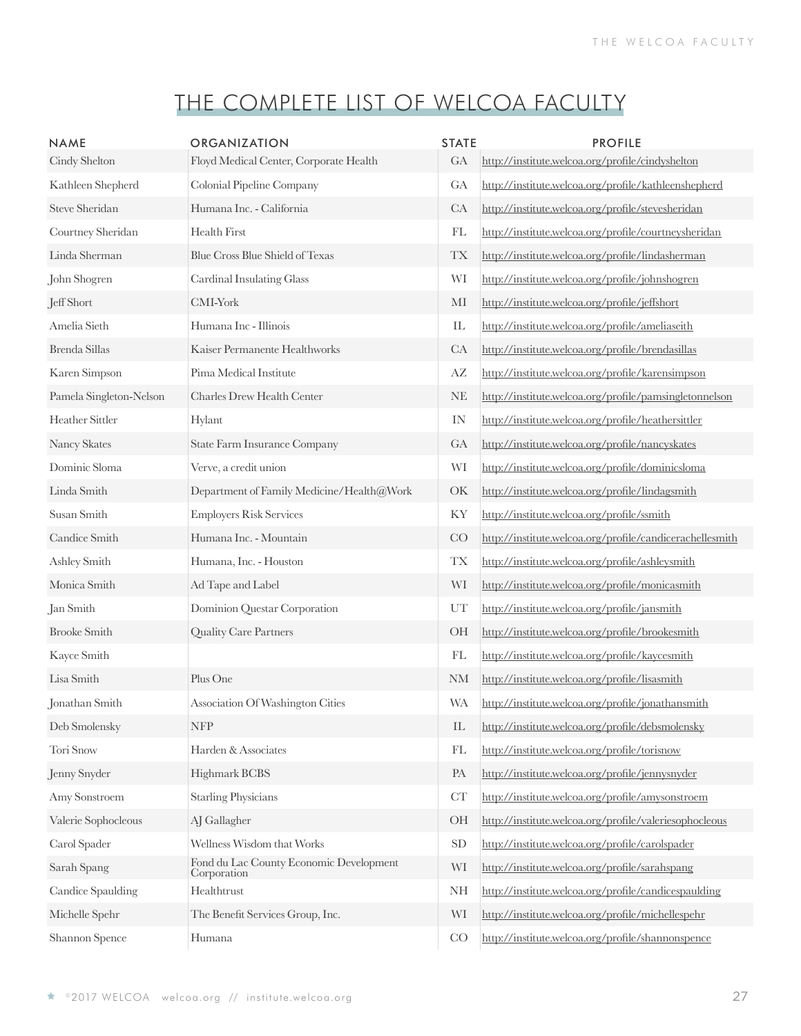# THE COMPLETE LIST OF WELCOA FACULTY

| NAME | ORGANIZATION | STATE | PROFILE |
|---|---|---|---|
| Cindy Shelton | Floyd Medical Center, Corporate Health | GA | http://institute.welcoa.org/profile/cindyshelton |
| Kathleen Shepherd | Colonial Pipeline Company | GA | http://institute.welcoa.org/profile/kathleenshepherd |
| Steve Sheridan | Humana Inc. - California | CA | http://institute.welcoa.org/profile/stevesheridan |
| Courtney Sheridan | Health First | FL | http://institute.welcoa.org/profile/courtneysheridan |
| Linda Sherman | Blue Cross Blue Shield of Texas | TX | http://institute.welcoa.org/profile/lindasherman |
| John Shogren | Cardinal Insulating Glass | WI | http://institute.welcoa.org/profile/johnshogren |
| Jeff Short | CMI-York | MI | http://institute.welcoa.org/profile/jeffshort |
| Amelia Sieth | Humana Inc - Illinois | IL | http://institute.welcoa.org/profile/ameliaseith |
| Brenda Sillas | Kaiser Permanente Healthworks | CA | http://institute.welcoa.org/profile/brendasillas |
| Karen Simpson | Pima Medical Institute | AZ | http://institute.welcoa.org/profile/karensimpson |
| Pamela Singleton-Nelson | Charles Drew Health Center | NE | http://institute.welcoa.org/profile/pamsingletonnelson |
| Heather Sittler | Hylant | IN | http://institute.welcoa.org/profile/heathersittler |
| Nancy Skates | State Farm Insurance Company | GA | http://institute.welcoa.org/profile/nancyskates |
| Dominic Sloma | Verve, a credit union | WI | http://institute.welcoa.org/profile/dominicsloma |
| Linda Smith | Department of Family Medicine/Health@Work | OK | http://institute.welcoa.org/profile/lindagsmith |
| Susan Smith | Employers Risk Services | KY | http://institute.welcoa.org/profile/ssmith |
| Candice Smith | Humana Inc. - Mountain | CO | http://institute.welcoa.org/profile/candicerachellesmith |
| Ashley Smith | Humana, Inc. - Houston | TX | http://institute.welcoa.org/profile/ashleysmith |
| Monica Smith | Ad Tape and Label | WI | http://institute.welcoa.org/profile/monicasmith |
| Jan Smith | Dominion Questar Corporation | UT | http://institute.welcoa.org/profile/jansmith |
| Brooke Smith | Quality Care Partners | OH | http://institute.welcoa.org/profile/brookesmith |
| Kayce Smith | | FL | http://institute.welcoa.org/profile/kaycesmith |
| Lisa Smith | Plus One | NM | http://institute.welcoa.org/profile/lisasmith |
| Jonathan Smith | Association Of Washington Cities | WA | http://institute.welcoa.org/profile/jonathansmith |
| Deb Smolensky | NFP | IL | http://institute.welcoa.org/profile/debsmolensky |
| Tori Snow | Harden & Associates | FL | http://institute.welcoa.org/profile/torisnow |
| Jenny Snyder | Highmark BCBS | PA | http://institute.welcoa.org/profile/jennysnyder |
| Amy Sonstroem | Starling Physicians | CT | http://institute.welcoa.org/profile/amysonstroem |
| Valerie Sophocleous | AJ Gallagher | OH | http://institute.welcoa.org/profile/valeriesophocleous |
| Carol Spader | Wellness Wisdom that Works | SD | http://institute.welcoa.org/profile/carolspader |
| Sarah Spang | Fond du Lac County Economic Development Corporation | WI | http://institute.welcoa.org/profile/sarahspang |
| Candice Spaulding | Healthtrust | NH | http://institute.welcoa.org/profile/candicespaulding |
| Michelle Spehr | The Benefit Services Group, Inc. | WI | http://institute.welcoa.org/profile/michellespehr |
| Shannon Spence | Humana | CO | http://institute.welcoa.org/profile/shannonspence |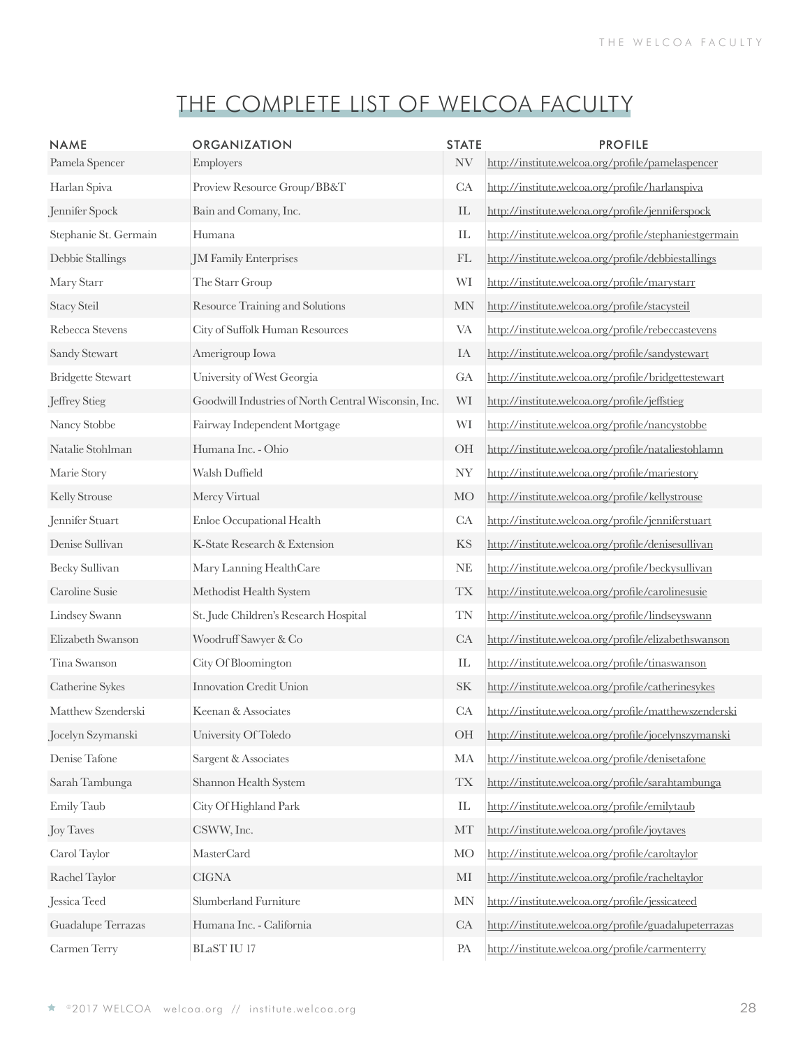# THE COMPLETE LIST OF WELCOA FACULTY

| NAME | ORGANIZATION | STATE | PROFILE |
|---|---|---|---|
| Pamela Spencer | Employers | NV | http://institute.welcoa.org/profile/pamelaspencer |
| Harlan Spiva | Proview Resource Group/BB&T | CA | http://institute.welcoa.org/profile/harlanspiva |
| Jennifer Spock | Bain and Comany, Inc. | IL | http://institute.welcoa.org/profile/jenniferspock |
| Stephanie St. Germain | Humana | IL | http://institute.welcoa.org/profile/stephaniestgermain |
| Debbie Stallings | JM Family Enterprises | FL | http://institute.welcoa.org/profile/debbiestallings |
| Mary Starr | The Starr Group | WI | http://institute.welcoa.org/profile/marystarr |
| Stacy Steil | Resource Training and Solutions | MN | http://institute.welcoa.org/profile/stacysteil |
| Rebecca Stevens | City of Suffolk Human Resources | VA | http://institute.welcoa.org/profile/rebeccastevens |
| Sandy Stewart | Amerigroup Iowa | IA | http://institute.welcoa.org/profile/sandystewart |
| Bridgette Stewart | University of West Georgia | GA | http://institute.welcoa.org/profile/bridgettestewart |
| Jeffrey Stieg | Goodwill Industries of North Central Wisconsin, Inc. | WI | http://institute.welcoa.org/profile/jeffstieg |
| Nancy Stobbe | Fairway Independent Mortgage | WI | http://institute.welcoa.org/profile/nancystobbe |
| Natalie Stohlman | Humana Inc. - Ohio | OH | http://institute.welcoa.org/profile/nataliestohlamn |
| Marie Story | Walsh Duffield | NY | http://institute.welcoa.org/profile/mariestory |
| Kelly Strouse | Mercy Virtual | MO | http://institute.welcoa.org/profile/kellystrouse |
| Jennifer Stuart | Enloe Occupational Health | CA | http://institute.welcoa.org/profile/jenniferstuart |
| Denise Sullivan | K-State Research & Extension | KS | http://institute.welcoa.org/profile/denisesullivan |
| Becky Sullivan | Mary Lanning HealthCare | NE | http://institute.welcoa.org/profile/beckysullivan |
| Caroline Susie | Methodist Health System | TX | http://institute.welcoa.org/profile/carolinesusie |
| Lindsey Swann | St. Jude Children's Research Hospital | TN | http://institute.welcoa.org/profile/lindseyswann |
| Elizabeth Swanson | Woodruff Sawyer & Co | CA | http://institute.welcoa.org/profile/elizabethswanson |
| Tina Swanson | City Of Bloomington | IL | http://institute.welcoa.org/profile/tinaswanson |
| Catherine Sykes | Innovation Credit Union | SK | http://institute.welcoa.org/profile/catherinesykes |
| Matthew Szenderski | Keenan & Associates | CA | http://institute.welcoa.org/profile/matthewszenderski |
| Jocelyn Szymanski | University Of Toledo | OH | http://institute.welcoa.org/profile/jocelynszymanski |
| Denise Tafone | Sargent & Associates | MA | http://institute.welcoa.org/profile/denisetafone |
| Sarah Tambunga | Shannon Health System | TX | http://institute.welcoa.org/profile/sarahtambunga |
| Emily Taub | City Of Highland Park | IL | http://institute.welcoa.org/profile/emilytaub |
| Joy Taves | CSWW, Inc. | MT | http://institute.welcoa.org/profile/joytaves |
| Carol Taylor | MasterCard | MO | http://institute.welcoa.org/profile/caroltaylor |
| Rachel Taylor | CIGNA | MI | http://institute.welcoa.org/profile/racheltaylor |
| Jessica Teed | Slumberland Furniture | MN | http://institute.welcoa.org/profile/jessicateed |
| Guadalupe Terrazas | Humana Inc. - California | CA | http://institute.welcoa.org/profile/guadalupeterrazas |
| Carmen Terry | BLaST IU 17 | PA | http://institute.welcoa.org/profile/carmenterry |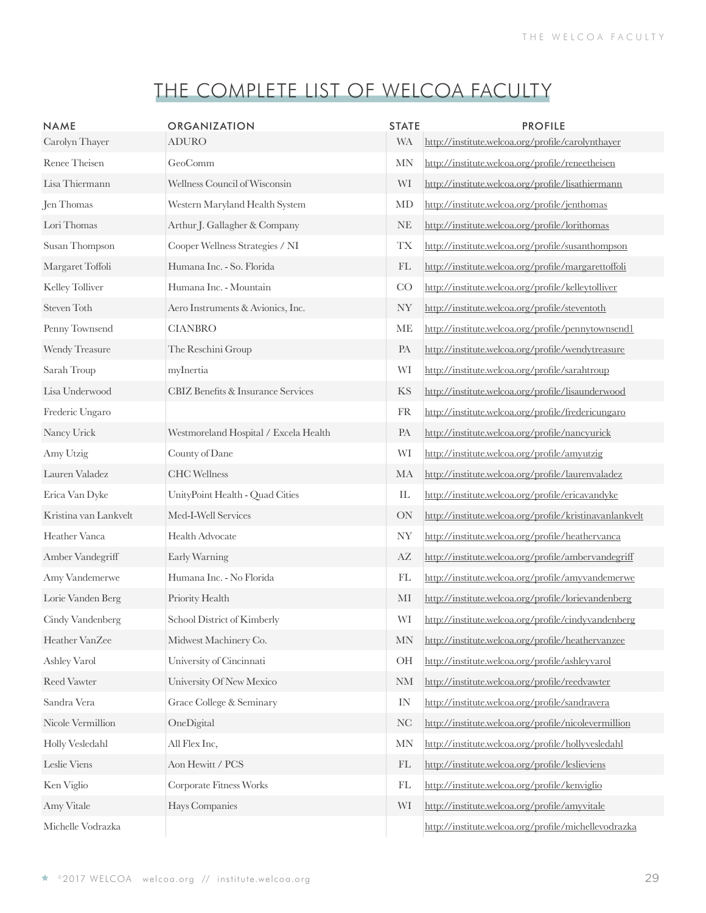# THE COMPLETE LIST OF WELCOA FACULTY

| NAME | ORGANIZATION | STATE | PROFILE |
|---|---|---|---|
| Carolyn Thayer | ADURO | WA | http://institute.welcoa.org/profile/carolynthayer |
| Renee Theisen | GeoComm | MN | http://institute.welcoa.org/profile/reneetheisen |
| Lisa Thiermann | Wellness Council of Wisconsin | WI | http://institute.welcoa.org/profile/lisathiermann |
| Jen Thomas | Western Maryland Health System | MD | http://institute.welcoa.org/profile/jenthomas |
| Lori Thomas | Arthur J. Gallagher & Company | NE | http://institute.welcoa.org/profile/lorithomas |
| Susan Thompson | Cooper Wellness Strategies / NI | TX | http://institute.welcoa.org/profile/susanthompson |
| Margaret Toffoli | Humana Inc. - So. Florida | FL | http://institute.welcoa.org/profile/margarettoffoli |
| Kelley Tolliver | Humana Inc. - Mountain | CO | http://institute.welcoa.org/profile/kelleytolliver |
| Steven Toth | Aero Instruments & Avionics, Inc. | NY | http://institute.welcoa.org/profile/steventoth |
| Penny Townsend | CIANBRO | ME | http://institute.welcoa.org/profile/pennytownsend1 |
| Wendy Treasure | The Reschini Group | PA | http://institute.welcoa.org/profile/wendytreasure |
| Sarah Troup | myInertia | WI | http://institute.welcoa.org/profile/sarahtroup |
| Lisa Underwood | CBIZ Benefits & Insurance Services | KS | http://institute.welcoa.org/profile/lisaunderwood |
| Frederic Ungaro | | FR | http://institute.welcoa.org/profile/fredericungaro |
| Nancy Urick | Westmoreland Hospital / Excela Health | PA | http://institute.welcoa.org/profile/nancyurick |
| Amy Utzig | County of Dane | WI | http://institute.welcoa.org/profile/amyutzig |
| Lauren Valadez | CHC Wellness | MA | http://institute.welcoa.org/profile/laurenvaladez |
| Erica Van Dyke | UnityPoint Health - Quad Cities | IL | http://institute.welcoa.org/profile/ericavandyke |
| Kristina van Lankvelt | Med-I-Well Services | ON | http://institute.welcoa.org/profile/kristinavanlankvelt |
| Heather Vanca | Health Advocate | NY | http://institute.welcoa.org/profile/heathervanca |
| Amber Vandegriff | Early Warning | AZ | http://institute.welcoa.org/profile/ambervandegriff |
| Amy Vandemerwe | Humana Inc. - No Florida | FL | http://institute.welcoa.org/profile/amyvandemerwe |
| Lorie Vanden Berg | Priority Health | MI | http://institute.welcoa.org/profile/lorievandenberg |
| Cindy Vandenberg | School District of Kimberly | WI | http://institute.welcoa.org/profile/cindyvandenberg |
| Heather VanZee | Midwest Machinery Co. | MN | http://institute.welcoa.org/profile/heathervanzee |
| Ashley Varol | University of Cincinnati | OH | http://institute.welcoa.org/profile/ashleyvarol |
| Reed Vawter | University Of New Mexico | NM | http://institute.welcoa.org/profile/reedvawter |
| Sandra Vera | Grace College & Seminary | IN | http://institute.welcoa.org/profile/sandravera |
| Nicole Vermillion | OneDigital | NC | http://institute.welcoa.org/profile/nicolevermillion |
| Holly Vesledahl | All Flex Inc, | MN | http://institute.welcoa.org/profile/hollyvesledahl |
| Leslie Viens | Aon Hewitt / PCS | FL | http://institute.welcoa.org/profile/leslieviens |
| Ken Viglio | Corporate Fitness Works | FL | http://institute.welcoa.org/profile/kenviglio |
| Amy Vitale | Hays Companies | WI | http://institute.welcoa.org/profile/amyvitale |
| Michelle Vodrazka | | | http://institute.welcoa.org/profile/michellevodrazka |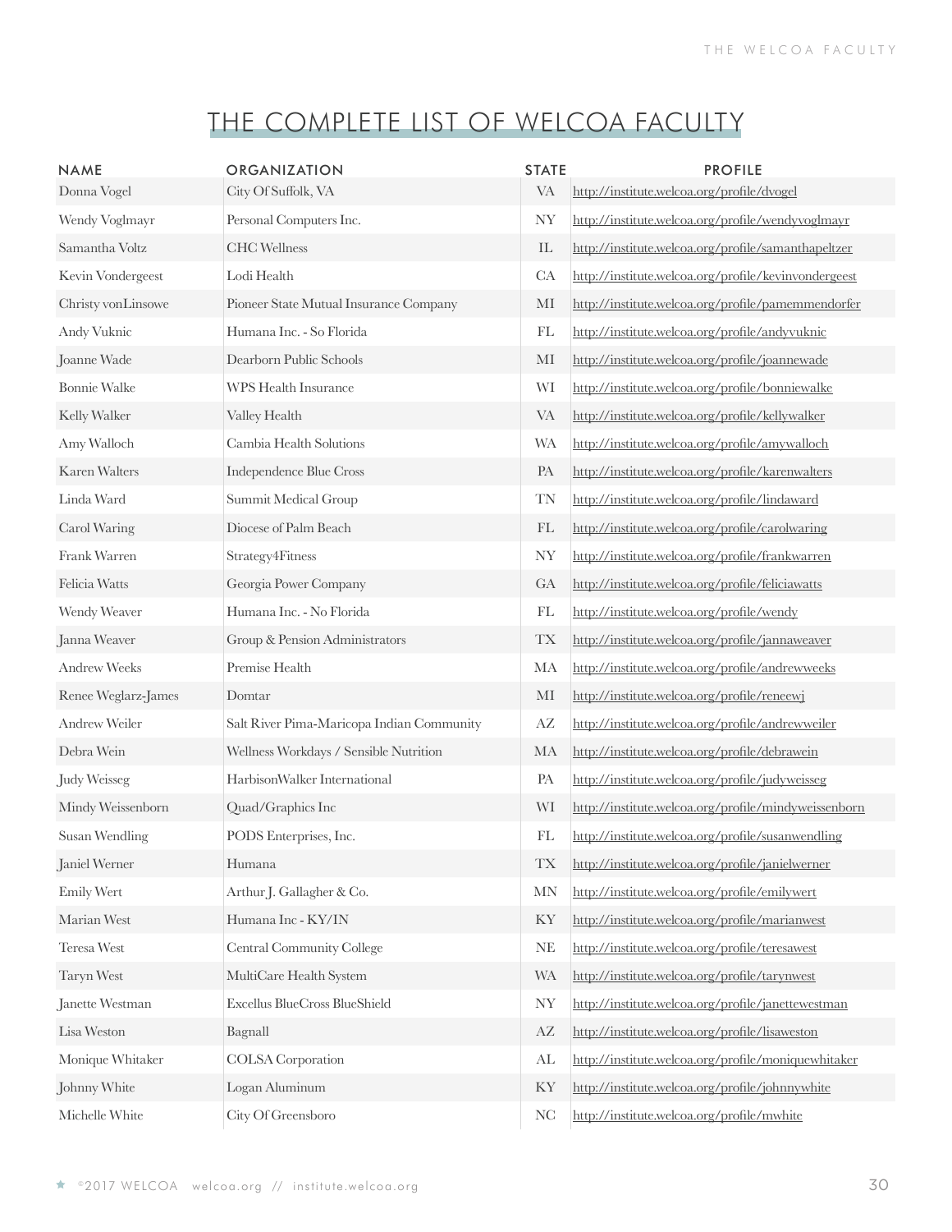# THE COMPLETE LIST OF WELCOA FACULTY

| NAME | ORGANIZATION | STATE | PROFILE |
|---|---|---|---|
| Donna Vogel | City Of Suffolk, VA | VA | http://institute.welcoa.org/profile/dvogel |
| Wendy Voglmayr | Personal Computers Inc. | NY | http://institute.welcoa.org/profile/wendyvoglmayr |
| Samantha Voltz | CHC Wellness | IL | http://institute.welcoa.org/profile/samanthapeltzer |
| Kevin Vondergeest | Lodi Health | CA | http://institute.welcoa.org/profile/kevinvondergeest |
| Christy vonLinsowe | Pioneer State Mutual Insurance Company | MI | http://institute.welcoa.org/profile/pamemmendorfer |
| Andy Vuknic | Humana Inc. - So Florida | FL | http://institute.welcoa.org/profile/andyvuknic |
| Joanne Wade | Dearborn Public Schools | MI | http://institute.welcoa.org/profile/joannewade |
| Bonnie Walke | WPS Health Insurance | WI | http://institute.welcoa.org/profile/bonniewalke |
| Kelly Walker | Valley Health | VA | http://institute.welcoa.org/profile/kellywalker |
| Amy Walloch | Cambia Health Solutions | WA | http://institute.welcoa.org/profile/amywalloch |
| Karen Walters | Independence Blue Cross | PA | http://institute.welcoa.org/profile/karenwalters |
| Linda Ward | Summit Medical Group | TN | http://institute.welcoa.org/profile/lindaward |
| Carol Waring | Diocese of Palm Beach | FL | http://institute.welcoa.org/profile/carolwaring |
| Frank Warren | Strategy4Fitness | NY | http://institute.welcoa.org/profile/frankwarren |
| Felicia Watts | Georgia Power Company | GA | http://institute.welcoa.org/profile/feliciawatts |
| Wendy Weaver | Humana Inc. - No Florida | FL | http://institute.welcoa.org/profile/wendy |
| Janna Weaver | Group & Pension Administrators | TX | http://institute.welcoa.org/profile/jannaweaver |
| Andrew Weeks | Premise Health | MA | http://institute.welcoa.org/profile/andrewweeks |
| Renee Weglarz-James | Domtar | MI | http://institute.welcoa.org/profile/reneewj |
| Andrew Weiler | Salt River Pima-Maricopa Indian Community | AZ | http://institute.welcoa.org/profile/andrewweiler |
| Debra Wein | Wellness Workdays / Sensible Nutrition | MA | http://institute.welcoa.org/profile/debrawein |
| Judy Weisseg | HarbisonWalker International | PA | http://institute.welcoa.org/profile/judyweisseg |
| Mindy Weissenborn | Quad/Graphics Inc | WI | http://institute.welcoa.org/profile/mindyweissenborn |
| Susan Wendling | PODS Enterprises, Inc. | FL | http://institute.welcoa.org/profile/susanwendling |
| Janiel Werner | Humana | TX | http://institute.welcoa.org/profile/janielwerner |
| Emily Wert | Arthur J. Gallagher & Co. | MN | http://institute.welcoa.org/profile/emilywert |
| Marian West | Humana Inc - KY/IN | KY | http://institute.welcoa.org/profile/marianwest |
| Teresa West | Central Community College | NE | http://institute.welcoa.org/profile/teresawest |
| Taryn West | MultiCare Health System | WA | http://institute.welcoa.org/profile/tarynwest |
| Janette Westman | Excellus BlueCross BlueShield | NY | http://institute.welcoa.org/profile/janettewestman |
| Lisa Weston | Bagnall | AZ | http://institute.welcoa.org/profile/lisaweston |
| Monique Whitaker | COLSA Corporation | AL | http://institute.welcoa.org/profile/moniquewhitaker |
| Johnny White | Logan Aluminum | KY | http://institute.welcoa.org/profile/johnnywhite |
| Michelle White | City Of Greensboro | NC | http://institute.welcoa.org/profile/mwhite |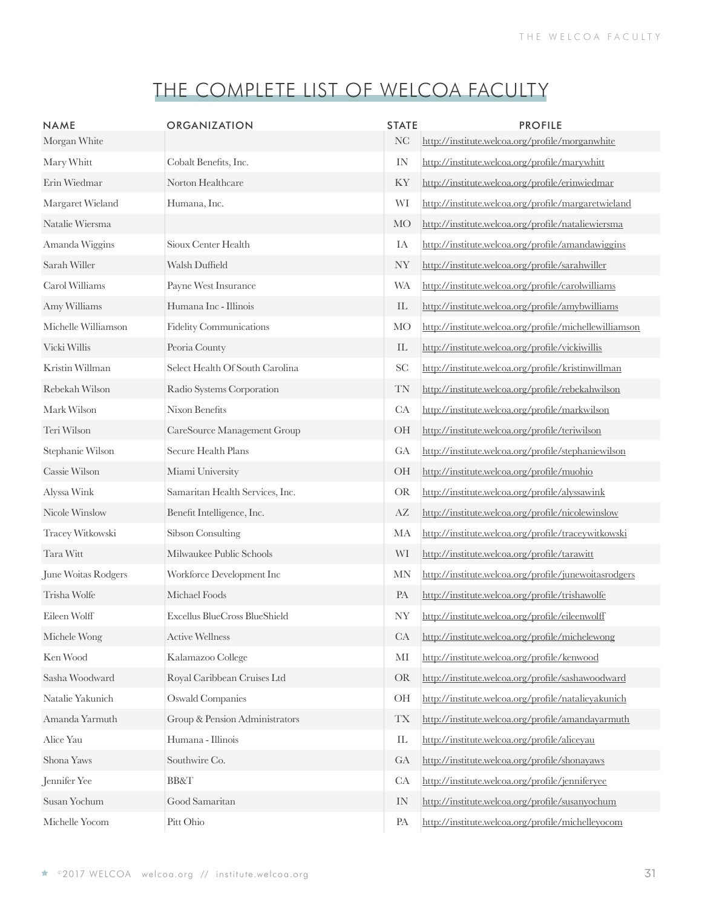## THE COMPLETE LIST OF WELCOA FACULTY

| NAME | ORGANIZATION | STATE | PROFILE |
|---|---|---|---|
| Morgan White | | NC | http://institute.welcoa.org/profile/morganwhite |
| Mary Whitt | Cobalt Benefits, Inc. | IN | http://institute.welcoa.org/profile/marywhitt |
| Erin Wiedmar | Norton Healthcare | KY | http://institute.welcoa.org/profile/erinwiedmar |
| Margaret Wieland | Humana, Inc. | WI | http://institute.welcoa.org/profile/margaretwieland |
| Natalie Wiersma | | MO | http://institute.welcoa.org/profile/nataliewiersma |
| Amanda Wiggins | Sioux Center Health | IA | http://institute.welcoa.org/profile/amandawiggins |
| Sarah Willer | Walsh Duffield | NY | http://institute.welcoa.org/profile/sarahwiller |
| Carol Williams | Payne West Insurance | WA | http://institute.welcoa.org/profile/carolwilliams |
| Amy Williams | Humana Inc - Illinois | IL | http://institute.welcoa.org/profile/amybwilliams |
| Michelle Williamson | Fidelity Communications | MO | http://institute.welcoa.org/profile/michellewilliamson |
| Vicki Willis | Peoria County | IL | http://institute.welcoa.org/profile/vickiwillis |
| Kristin Willman | Select Health Of South Carolina | SC | http://institute.welcoa.org/profile/kristinwillman |
| Rebekah Wilson | Radio Systems Corporation | TN | http://institute.welcoa.org/profile/rebekahwilson |
| Mark Wilson | Nixon Benefits | CA | http://institute.welcoa.org/profile/markwilson |
| Teri Wilson | CareSource Management Group | OH | http://institute.welcoa.org/profile/teriwilson |
| Stephanie Wilson | Secure Health Plans | GA | http://institute.welcoa.org/profile/stephaniewilson |
| Cassie Wilson | Miami University | OH | http://institute.welcoa.org/profile/muohio |
| Alyssa Wink | Samaritan Health Services, Inc. | OR | http://institute.welcoa.org/profile/alyssawink |
| Nicole Winslow | Benefit Intelligence, Inc. | AZ | http://institute.welcoa.org/profile/nicolewinslow |
| Tracey Witkowski | Sibson Consulting | MA | http://institute.welcoa.org/profile/traceywitkowski |
| Tara Witt | Milwaukee Public Schools | WI | http://institute.welcoa.org/profile/tarawitt |
| June Woitas Rodgers | Workforce Development Inc | MN | http://institute.welcoa.org/profile/junewoitasrodgers |
| Trisha Wolfe | Michael Foods | PA | http://institute.welcoa.org/profile/trishawolfe |
| Eileen Wolff | Excellus BlueCross BlueShield | NY | http://institute.welcoa.org/profile/eileenwolff |
| Michele Wong | Active Wellness | CA | http://institute.welcoa.org/profile/michelewong |
| Ken Wood | Kalamazoo College | MI | http://institute.welcoa.org/profile/kenwood |
| Sasha Woodward | Royal Caribbean Cruises Ltd | OR | http://institute.welcoa.org/profile/sashawoodward |
| Natalie Yakunich | Oswald Companies | OH | http://institute.welcoa.org/profile/natalieyakunich |
| Amanda Yarmuth | Group & Pension Administrators | TX | http://institute.welcoa.org/profile/amandayarmuth |
| Alice Yau | Humana - Illinois | IL | http://institute.welcoa.org/profile/aliceyau |
| Shona Yaws | Southwire Co. | GA | http://institute.welcoa.org/profile/shonayaws |
| Jennifer Yee | BB&T | CA | http://institute.welcoa.org/profile/jenniferyee |
| Susan Yochum | Good Samaritan | IN | http://institute.welcoa.org/profile/susanyochum |
| Michelle Yocom | Pitt Ohio | PA | http://institute.welcoa.org/profile/michelleyocom |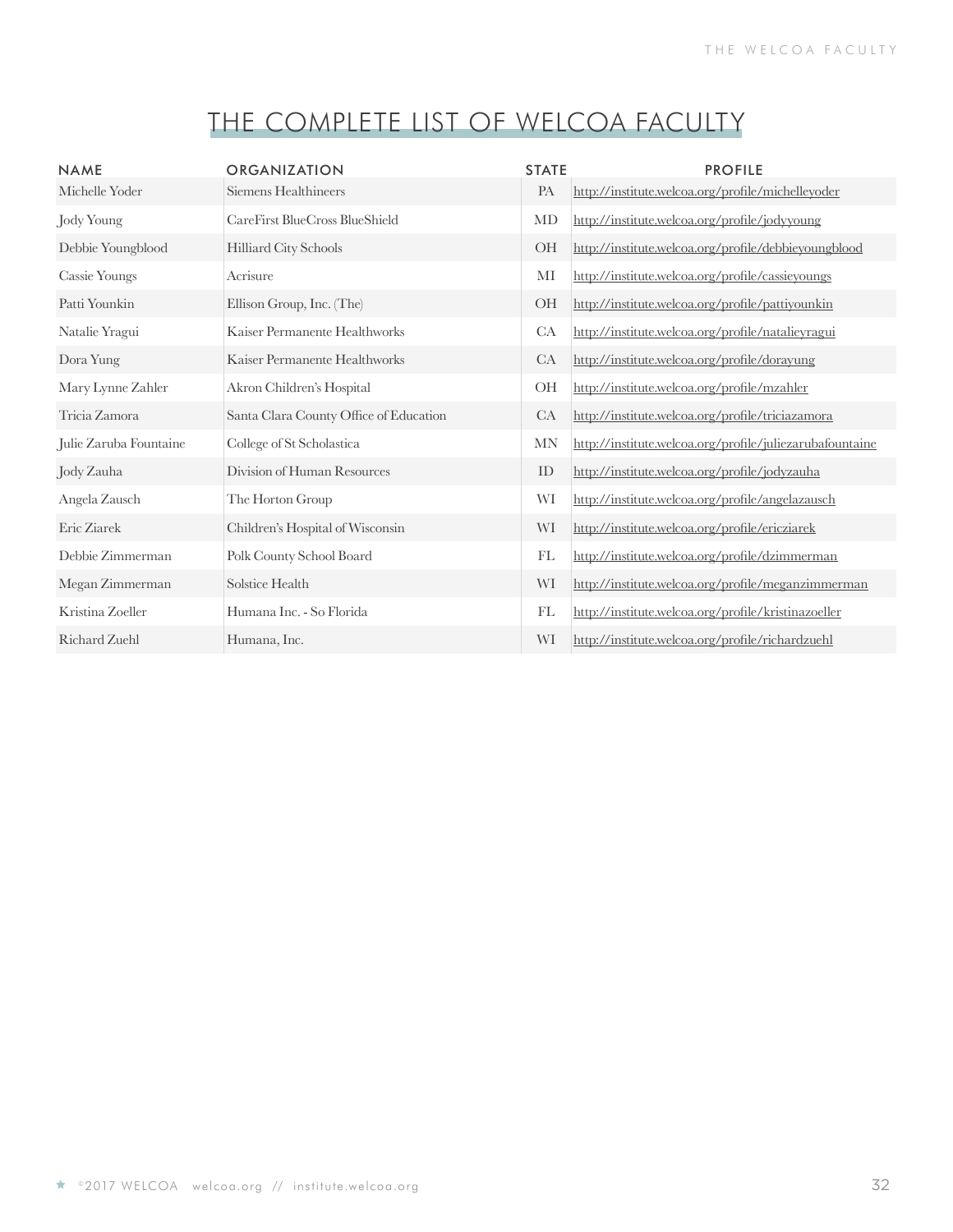# THE COMPLETE LIST OF WELCOA FACULTY

| NAME | ORGANIZATION | STATE | PROFILE |
|---|---|---|---|
| Michelle Yoder | Siemens Healthineers | PA | http://institute.welcoa.org/profile/michelleyoder |
| Jody Young | CareFirst BlueCross BlueShield | MD | http://institute.welcoa.org/profile/jodyyoung |
| Debbie Youngblood | Hilliard City Schools | OH | http://institute.welcoa.org/profile/debbieyoungblood |
| Cassie Youngs | Acrisure | MI | http://institute.welcoa.org/profile/cassieyoungs |
| Patti Younkin | Ellison Group, Inc. (The) | OH | http://institute.welcoa.org/profile/pattiyounkin |
| Natalie Yragui | Kaiser Permanente Healthworks | CA | http://institute.welcoa.org/profile/natalieyragui |
| Dora Yung | Kaiser Permanente Healthworks | CA | http://institute.welcoa.org/profile/dorayung |
| Mary Lynne Zahler | Akron Children's Hospital | OH | http://institute.welcoa.org/profile/mzahler |
| Tricia Zamora | Santa Clara County Office of Education | CA | http://institute.welcoa.org/profile/triciazamora |
| Julie Zaruba Fountaine | College of St Scholastica | MN | http://institute.welcoa.org/profile/juliezarubafountaine |
| Jody Zauha | Division of Human Resources | ID | http://institute.welcoa.org/profile/jodyzauha |
| Angela Zausch | The Horton Group | WI | http://institute.welcoa.org/profile/angelazausch |
| Eric Ziarek | Children's Hospital of Wisconsin | WI | http://institute.welcoa.org/profile/ericziarek |
| Debbie Zimmerman | Polk County School Board | FL | http://institute.welcoa.org/profile/dzimmerman |
| Megan Zimmerman | Solstice Health | WI | http://institute.welcoa.org/profile/meganzimmerman |
| Kristina Zoeller | Humana Inc. - So Florida | FL | http://institute.welcoa.org/profile/kristinazoeller |
| Richard Zuehl | Humana, Inc. | WI | http://institute.welcoa.org/profile/richardzuehl |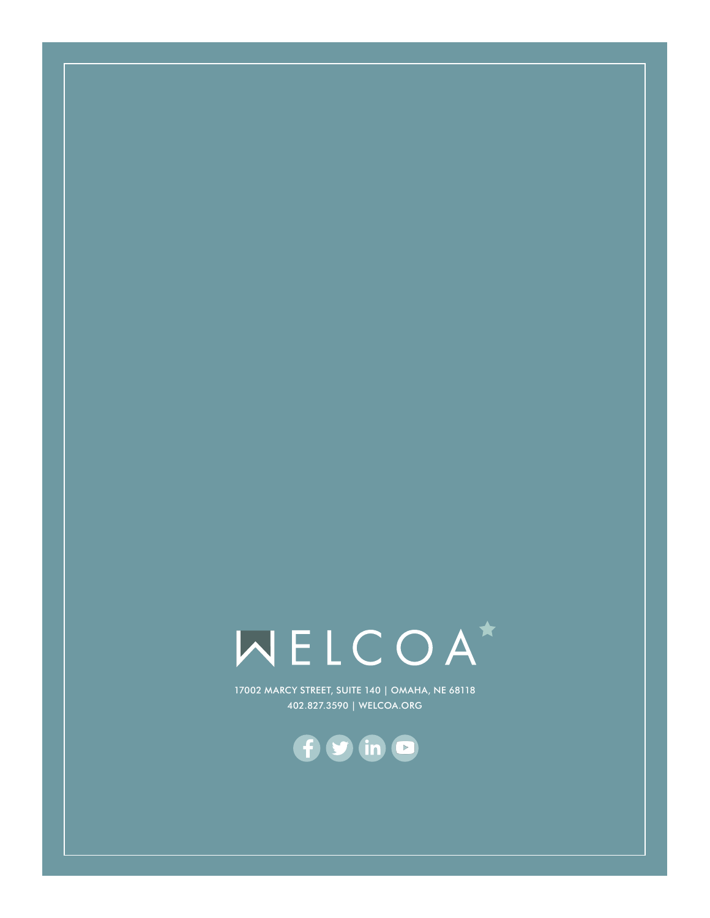WELCOA

17002 MARCY STREET, SUITE 140 | OMAHA, NE 68118
402.827.3590 | WELCOA.ORG